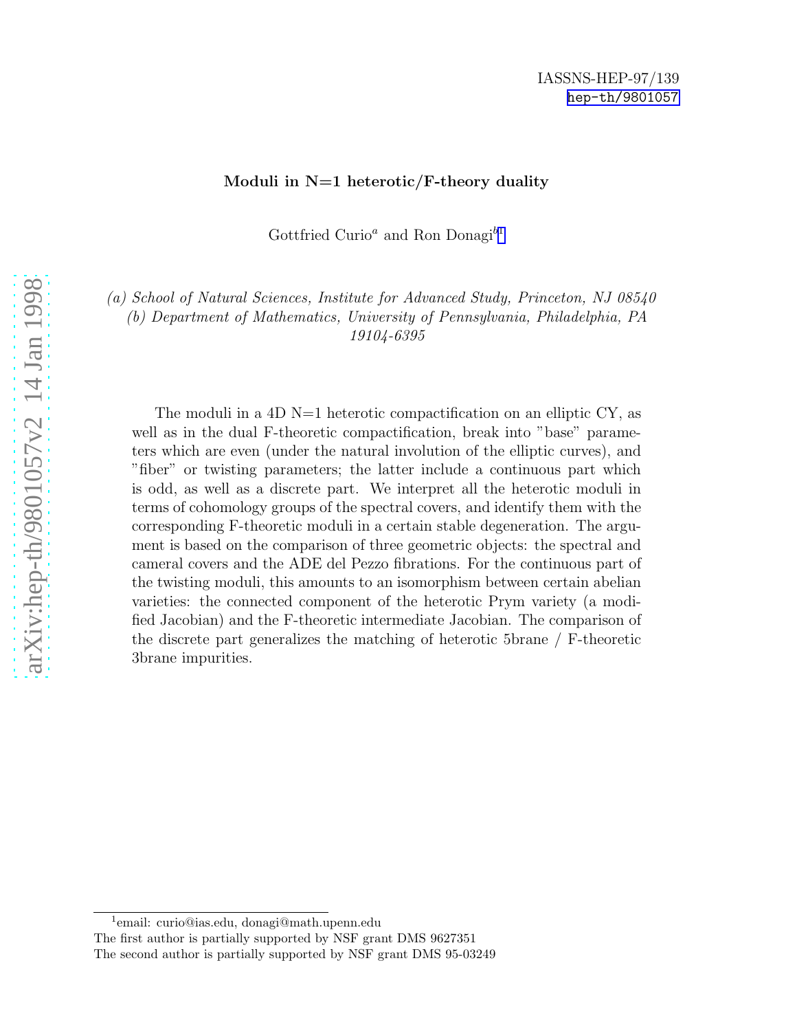IASSNS-HEP-97/139
hep-th/9801057

**Moduli in N=1 heterotic/F-theory duality**

Gottfried Curio[a] and Ron Donagi[b][1]

*(a) School of Natural Sciences, Institute for Advanced Study, Princeton, NJ 08540*
*(b) Department of Mathematics, University of Pennsylvania, Philadelphia, PA 19104-6395*

The moduli in a 4D N=1 heterotic compactification on an elliptic CY, as well as in the dual F-theoretic compactification, break into "base" parameters which are even (under the natural involution of the elliptic curves), and "fiber" or twisting parameters; the latter include a continuous part which is odd, as well as a discrete part. We interpret all the heterotic moduli in terms of cohomology groups of the spectral covers, and identify them with the corresponding F-theoretic moduli in a certain stable degeneration. The argument is based on the comparison of three geometric objects: the spectral and cameral covers and the ADE del Pezzo fibrations. For the continuous part of the twisting moduli, this amounts to an isomorphism between certain abelian varieties: the connected component of the heterotic Prym variety (a modified Jacobian) and the F-theoretic intermediate Jacobian. The comparison of the discrete part generalizes the matching of heterotic 5brane / F-theoretic 3brane impurities.

---

[1]email: curio@ias.edu, donagi@math.upenn.edu
The first author is partially supported by NSF grant DMS 9627351
The second author is partially supported by NSF grant DMS 95-03249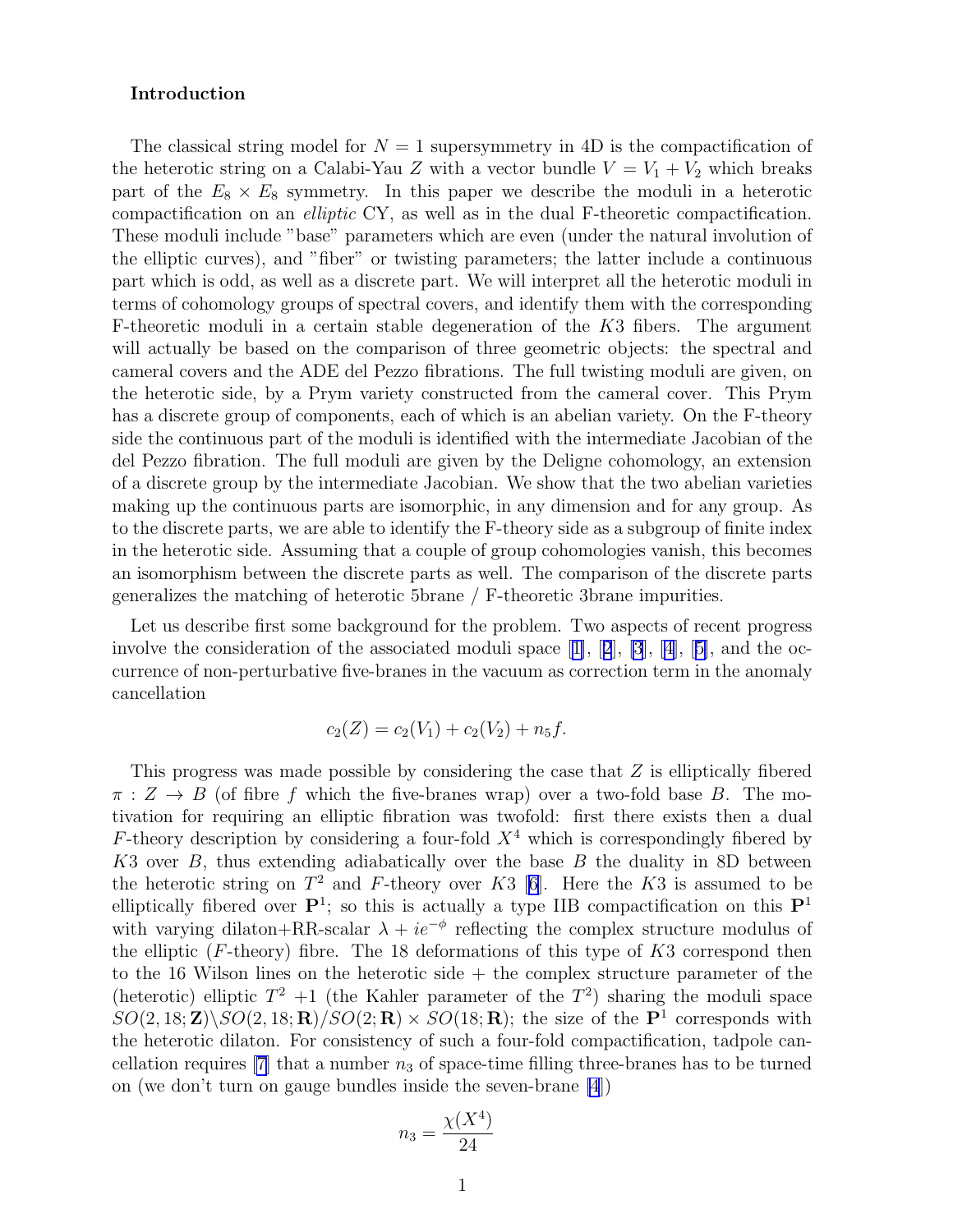### Introduction

The classical string model for $N = 1$ supersymmetry in 4D is the compactification of the heterotic string on a Calabi-Yau $Z$ with a vector bundle $V = V_1 + V_2$ which breaks part of the $E_8 \times E_8$ symmetry. In this paper we describe the moduli in a heterotic compactification on an *elliptic* CY, as well as in the dual F-theoretic compactification. These moduli include "base" parameters which are even (under the natural involution of the elliptic curves), and "fiber" or twisting parameters; the latter include a continuous part which is odd, as well as a discrete part. We will interpret all the heterotic moduli in terms of cohomology groups of spectral covers, and identify them with the corresponding F-theoretic moduli in a certain stable degeneration of the $K3$ fibers. The argument will actually be based on the comparison of three geometric objects: the spectral and cameral covers and the ADE del Pezzo fibrations. The full twisting moduli are given, on the heterotic side, by a Prym variety constructed from the cameral cover. This Prym has a discrete group of components, each of which is an abelian variety. On the F-theory side the continuous part of the moduli is identified with the intermediate Jacobian of the del Pezzo fibration. The full moduli are given by the Deligne cohomology, an extension of a discrete group by the intermediate Jacobian. We show that the two abelian varieties making up the continuous parts are isomorphic, in any dimension and for any group. As to the discrete parts, we are able to identify the F-theory side as a subgroup of finite index in the heterotic side. Assuming that a couple of group cohomologies vanish, this becomes an isomorphism between the discrete parts as well. The comparison of the discrete parts generalizes the matching of heterotic 5brane / F-theoretic 3brane impurities.

Let us describe first some background for the problem. Two aspects of recent progress involve the consideration of the associated moduli space [1], [2], [3], [4], [5], and the occurrence of non-perturbative five-branes in the vacuum as correction term in the anomaly cancellation

$$c_2(Z) = c_2(V_1) + c_2(V_2) + n_5 f.$$

This progress was made possible by considering the case that $Z$ is elliptically fibered $\pi : Z \to B$ (of fibre $f$ which the five-branes wrap) over a two-fold base $B$. The motivation for requiring an elliptic fibration was twofold: first there exists then a dual $F$-theory description by considering a four-fold $X^4$ which is correspondingly fibered by $K3$ over $B$, thus extending adiabatically over the base $B$ the duality in 8D between the heterotic string on $T^2$ and $F$-theory over $K3$ [6]. Here the $K3$ is assumed to be elliptically fibered over $\mathbf{P}^1$; so this is actually a type IIB compactification on this $\mathbf{P}^1$ with varying dilaton+RR-scalar $\lambda + ie^{-\phi}$ reflecting the complex structure modulus of the elliptic ($F$-theory) fibre. The 18 deformations of this type of $K3$ correspond then to the 16 Wilson lines on the heterotic side + the complex structure parameter of the (heterotic) elliptic $T^2$ +1 (the Kahler parameter of the $T^2$) sharing the moduli space $SO(2,18;\mathbf{Z})\backslash SO(2,18;\mathbf{R})/SO(2;\mathbf{R}) \times SO(18;\mathbf{R})$; the size of the $\mathbf{P}^1$ corresponds with the heterotic dilaton. For consistency of such a four-fold compactification, tadpole cancellation requires [7] that a number $n_3$ of space-time filling three-branes has to be turned on (we don't turn on gauge bundles inside the seven-brane [4])

$$n_3 = \frac{\chi(X^4)}{24}$$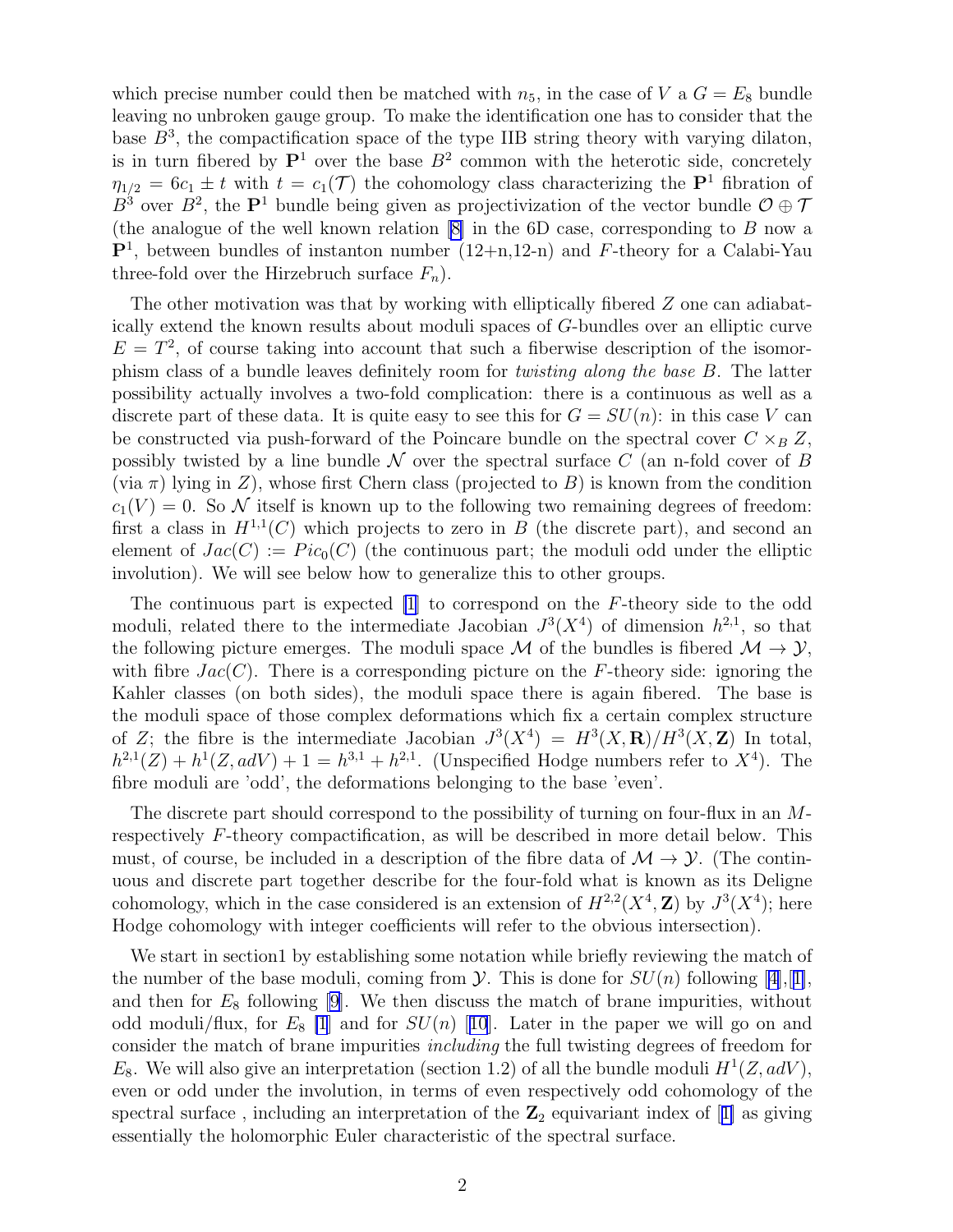which precise number could then be matched with $n_5$, in the case of $V$ a $G = E_8$ bundle leaving no unbroken gauge group. To make the identification one has to consider that the base $B^3$, the compactification space of the type IIB string theory with varying dilaton, is in turn fibered by $\mathbf{P}^1$ over the base $B^2$ common with the heterotic side, concretely $\eta_{1/2} = 6c_1 \pm t$ with $t = c_1(\mathcal{T})$ the cohomology class characterizing the $\mathbf{P}^1$ fibration of $B^3$ over $B^2$, the $\mathbf{P}^1$ bundle being given as projectivization of the vector bundle $\mathcal{O} \oplus \mathcal{T}$ (the analogue of the well known relation [8] in the 6D case, corresponding to $B$ now a $\mathbf{P}^1$, between bundles of instanton number (12+n,12-n) and $F$-theory for a Calabi-Yau three-fold over the Hirzebruch surface $F_n$).

The other motivation was that by working with elliptically fibered $Z$ one can adiabatically extend the known results about moduli spaces of $G$-bundles over an elliptic curve $E = T^2$, of course taking into account that such a fiberwise description of the isomorphism class of a bundle leaves definitely room for *twisting along the base B*. The latter possibility actually involves a two-fold complication: there is a continuous as well as a discrete part of these data. It is quite easy to see this for $G = SU(n)$: in this case $V$ can be constructed via push-forward of the Poincare bundle on the spectral cover $C \times_B Z$, possibly twisted by a line bundle $\mathcal{N}$ over the spectral surface $C$ (an n-fold cover of $B$ (via $\pi$) lying in $Z$), whose first Chern class (projected to $B$) is known from the condition $c_1(V) = 0$. So $\mathcal{N}$ itself is known up to the following two remaining degrees of freedom: first a class in $H^{1,1}(C)$ which projects to zero in $B$ (the discrete part), and second an element of $Jac(C) := Pic_0(C)$ (the continuous part; the moduli odd under the elliptic involution). We will see below how to generalize this to other groups.

The continuous part is expected [1] to correspond on the $F$-theory side to the odd moduli, related there to the intermediate Jacobian $J^3(X^4)$ of dimension $h^{2,1}$, so that the following picture emerges. The moduli space $\mathcal{M}$ of the bundles is fibered $\mathcal{M} \to \mathcal{Y}$, with fibre $Jac(C)$. There is a corresponding picture on the $F$-theory side: ignoring the Kahler classes (on both sides), the moduli space there is again fibered. The base is the moduli space of those complex deformations which fix a certain complex structure of $Z$; the fibre is the intermediate Jacobian $J^3(X^4) = H^3(X, \mathbf{R})/H^3(X, \mathbf{Z})$ In total, $h^{2,1}(Z) + h^1(Z, adV) + 1 = h^{3,1} + h^{2,1}$. (Unspecified Hodge numbers refer to $X^4$). The fibre moduli are 'odd', the deformations belonging to the base 'even'.

The discrete part should correspond to the possibility of turning on four-flux in an $M$- respectively $F$-theory compactification, as will be described in more detail below. This must, of course, be included in a description of the fibre data of $\mathcal{M} \to \mathcal{Y}$. (The continuous and discrete part together describe for the four-fold what is known as its Deligne cohomology, which in the case considered is an extension of $H^{2,2}(X^4, \mathbf{Z})$ by $J^3(X^4)$; here Hodge cohomology with integer coefficients will refer to the obvious intersection).

We start in section1 by establishing some notation while briefly reviewing the match of the number of the base moduli, coming from $\mathcal{Y}$. This is done for $SU(n)$ following [4],[1], and then for $E_8$ following [9]. We then discuss the match of brane impurities, without odd moduli/flux, for $E_8$ [1] and for $SU(n)$ [10]. Later in the paper we will go on and consider the match of brane impurities *including* the full twisting degrees of freedom for $E_8$. We will also give an interpretation (section 1.2) of all the bundle moduli $H^1(Z, adV)$, even or odd under the involution, in terms of even respectively odd cohomology of the spectral surface , including an interpretation of the $\mathbf{Z}_2$ equivariant index of [1] as giving essentially the holomorphic Euler characteristic of the spectral surface.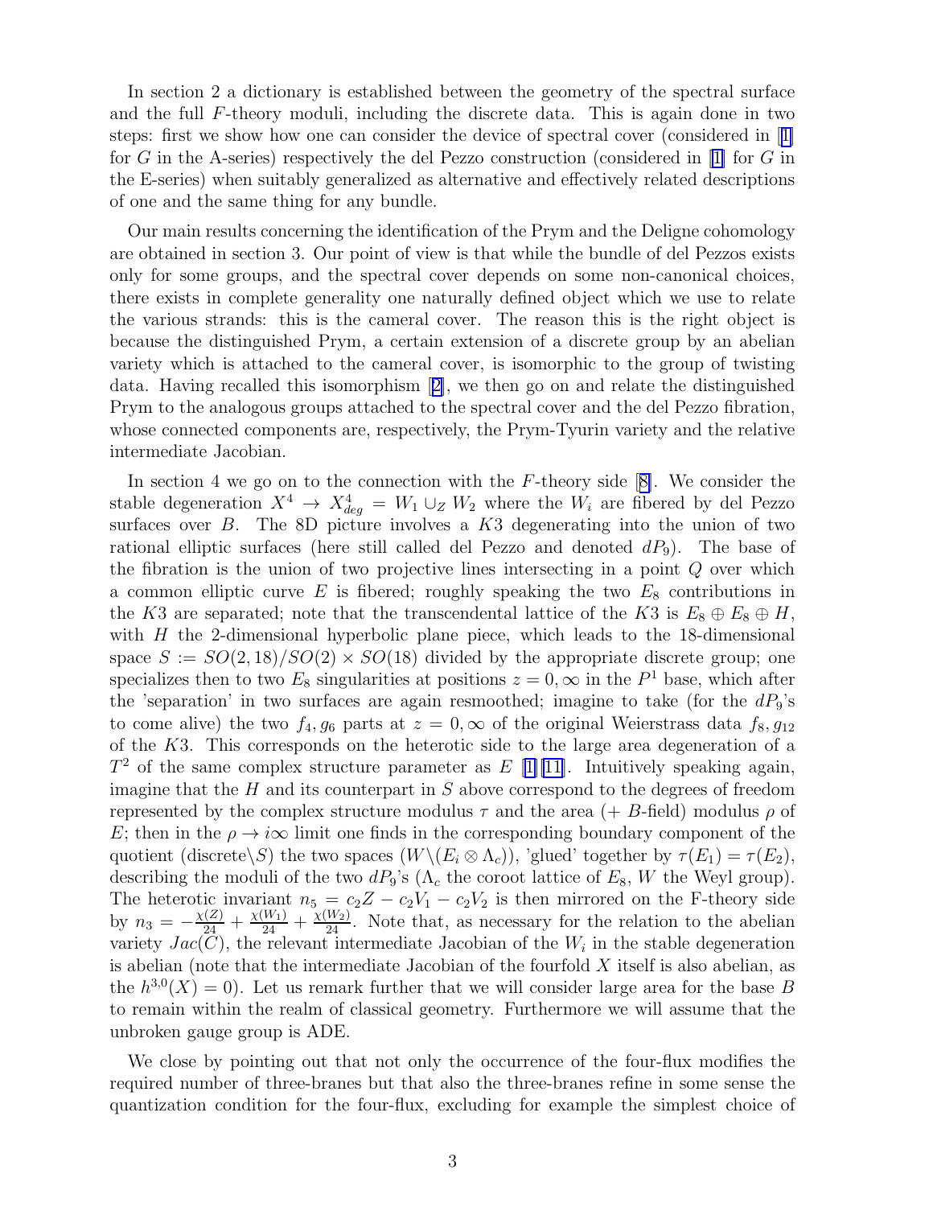In section 2 a dictionary is established between the geometry of the spectral surface and the full $F$-theory moduli, including the discrete data. This is again done in two steps: first we show how one can consider the device of spectral cover (considered in [1] for $G$ in the A-series) respectively the del Pezzo construction (considered in [1] for $G$ in the E-series) when suitably generalized as alternative and effectively related descriptions of one and the same thing for any bundle.

Our main results concerning the identification of the Prym and the Deligne cohomology are obtained in section 3. Our point of view is that while the bundle of del Pezzos exists only for some groups, and the spectral cover depends on some non-canonical choices, there exists in complete generality one naturally defined object which we use to relate the various strands: this is the cameral cover. The reason this is the right object is because the distinguished Prym, a certain extension of a discrete group by an abelian variety which is attached to the cameral cover, is isomorphic to the group of twisting data. Having recalled this isomorphism [2], we then go on and relate the distinguished Prym to the analogous groups attached to the spectral cover and the del Pezzo fibration, whose connected components are, respectively, the Prym-Tyurin variety and the relative intermediate Jacobian.

In section 4 we go on to the connection with the $F$-theory side [8]. We consider the stable degeneration $X^4 \to X^4_{deg} = W_1 \cup_Z W_2$ where the $W_i$ are fibered by del Pezzo surfaces over $B$. The 8D picture involves a $K3$ degenerating into the union of two rational elliptic surfaces (here still called del Pezzo and denoted $dP_9$). The base of the fibration is the union of two projective lines intersecting in a point $Q$ over which a common elliptic curve $E$ is fibered; roughly speaking the two $E_8$ contributions in the $K3$ are separated; note that the transcendental lattice of the $K3$ is $E_8 \oplus E_8 \oplus H$, with $H$ the 2-dimensional hyperbolic plane piece, which leads to the 18-dimensional space $S := SO(2,18)/SO(2) \times SO(18)$ divided by the appropriate discrete group; one specializes then to two $E_8$ singularities at positions $z = 0, \infty$ in the $P^1$ base, which after the 'separation' in two surfaces are again resmoothed; imagine to take (for the $dP_9$'s to come alive) the two $f_4, g_6$ parts at $z = 0, \infty$ of the original Weierstrass data $f_8, g_{12}$ of the $K3$. This corresponds on the heterotic side to the large area degeneration of a $T^2$ of the same complex structure parameter as $E$ [1][11]. Intuitively speaking again, imagine that the $H$ and its counterpart in $S$ above correspond to the degrees of freedom represented by the complex structure modulus $\tau$ and the area (+ $B$-field) modulus $\rho$ of $E$; then in the $\rho \to i\infty$ limit one finds in the corresponding boundary component of the quotient (discrete$\backslash S$) the two spaces $(W\backslash(E_i \otimes \Lambda_c))$, 'glued' together by $\tau(E_1) = \tau(E_2)$, describing the moduli of the two $dP_9$'s ($\Lambda_c$ the coroot lattice of $E_8$, $W$ the Weyl group). The heterotic invariant $n_5 = c_2 Z - c_2 V_1 - c_2 V_2$ is then mirrored on the F-theory side by $n_3 = -\frac{\chi(Z)}{24} + \frac{\chi(W_1)}{24} + \frac{\chi(W_2)}{24}$. Note that, as necessary for the relation to the abelian variety $Jac(C)$, the relevant intermediate Jacobian of the $W_i$ in the stable degeneration is abelian (note that the intermediate Jacobian of the fourfold $X$ itself is also abelian, as the $h^{3,0}(X) = 0$). Let us remark further that we will consider large area for the base $B$ to remain within the realm of classical geometry. Furthermore we will assume that the unbroken gauge group is ADE.

We close by pointing out that not only the occurrence of the four-flux modifies the required number of three-branes but that also the three-branes refine in some sense the quantization condition for the four-flux, excluding for example the simplest choice of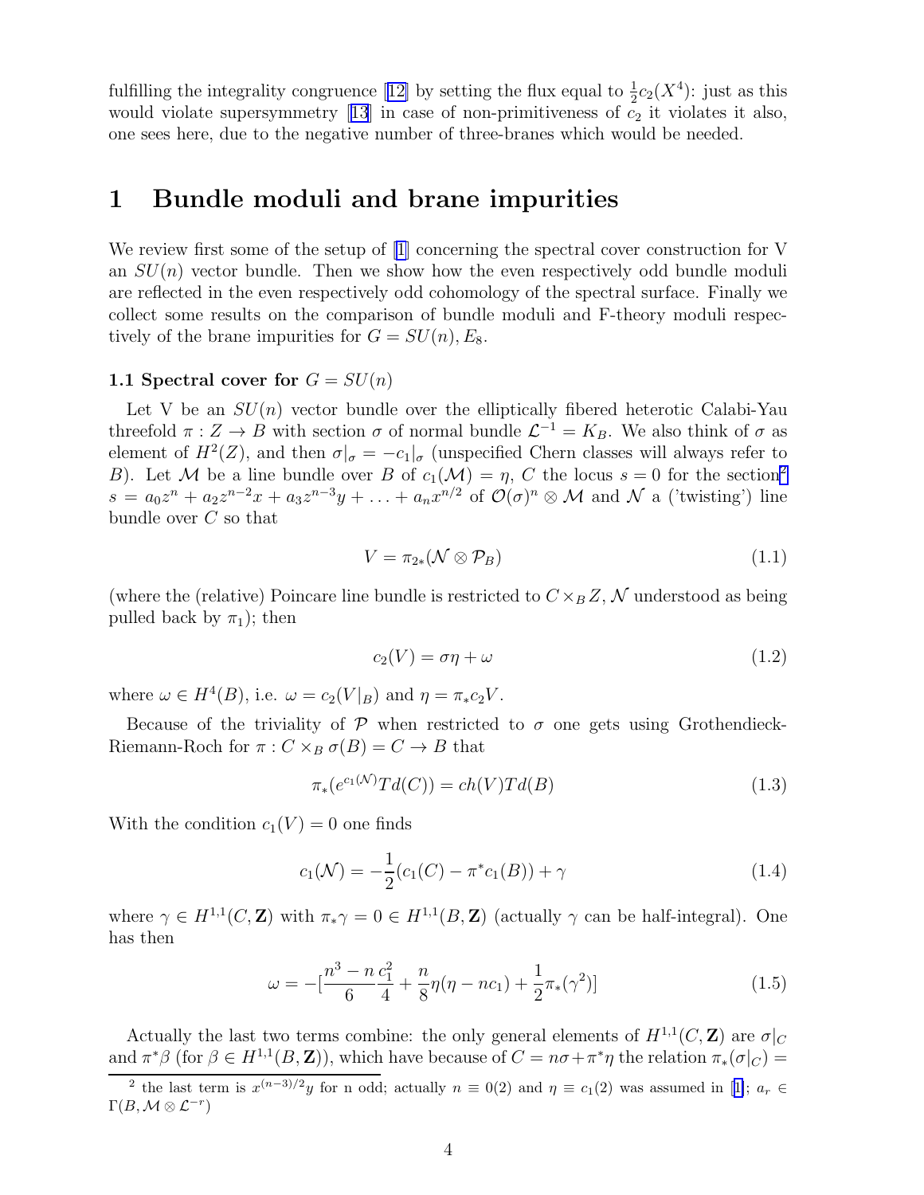fulfilling the integrality congruence [12] by setting the flux equal to $\frac{1}{2}c_2(X^4)$: just as this would violate supersymmetry [13] in case of non-primitiveness of $c_2$ it violates it also, one sees here, due to the negative number of three-branes which would be needed.

# 1 Bundle moduli and brane impurities

We review first some of the setup of [1] concerning the spectral cover construction for V an $SU(n)$ vector bundle. Then we show how the even respectively odd bundle moduli are reflected in the even respectively odd cohomology of the spectral surface. Finally we collect some results on the comparison of bundle moduli and F-theory moduli respectively of the brane impurities for $G = SU(n), E_8$.

### 1.1 Spectral cover for $G = SU(n)$

Let V be an $SU(n)$ vector bundle over the elliptically fibered heterotic Calabi-Yau threefold $\pi : Z \to B$ with section $\sigma$ of normal bundle $\mathcal{L}^{-1} = K_B$. We also think of $\sigma$ as element of $H^2(Z)$, and then $\sigma|_\sigma = -c_1|_\sigma$ (unspecified Chern classes will always refer to $B$). Let $\mathcal{M}$ be a line bundle over $B$ of $c_1(\mathcal{M}) = \eta$, $C$ the locus $s = 0$ for the section[2] $s = a_0 z^n + a_2 z^{n-2} x + a_3 z^{n-3} y + \ldots + a_n x^{n/2}$ of $\mathcal{O}(\sigma)^n \otimes \mathcal{M}$ and $\mathcal{N}$ a ('twisting') line bundle over $C$ so that

$$V = \pi_{2*}(\mathcal{N} \otimes \mathcal{P}_B) \tag{1.1}$$

(where the (relative) Poincare line bundle is restricted to $C \times_B Z$, $\mathcal{N}$ understood as being pulled back by $\pi_1$); then

$$c_2(V) = \sigma\eta + \omega \tag{1.2}$$

where $\omega \in H^4(B)$, i.e. $\omega = c_2(V|_B)$ and $\eta = \pi_* c_2 V$.

Because of the triviality of $\mathcal{P}$ when restricted to $\sigma$ one gets using Grothendieck-Riemann-Roch for $\pi : C \times_B \sigma(B) = C \to B$ that

$$\pi_*(e^{c_1(\mathcal{N})} Td(C)) = ch(V) Td(B) \tag{1.3}$$

With the condition $c_1(V) = 0$ one finds

$$c_1(\mathcal{N}) = -\frac{1}{2}(c_1(C) - \pi^* c_1(B)) + \gamma \tag{1.4}$$

where $\gamma \in H^{1,1}(C, \mathbf{Z})$ with $\pi_*\gamma = 0 \in H^{1,1}(B, \mathbf{Z})$ (actually $\gamma$ can be half-integral). One has then

$$\omega = -[\frac{n^3 - n}{6}\frac{c_1^2}{4} + \frac{n}{8}\eta(\eta - nc_1) + \frac{1}{2}\pi_*(\gamma^2)] \tag{1.5}$$

Actually the last two terms combine: the only general elements of $H^{1,1}(C, \mathbf{Z})$ are $\sigma|_C$ and $\pi^*\beta$ (for $\beta \in H^{1,1}(B, \mathbf{Z})$), which have because of $C = n\sigma + \pi^*\eta$ the relation $\pi_*(\sigma|_C) =$

[2] the last term is $x^{(n-3)/2}y$ for n odd; actually $n \equiv 0(2)$ and $\eta \equiv c_1(2)$ was assumed in [1]; $a_r \in \Gamma(B, \mathcal{M} \otimes \mathcal{L}^{-r})$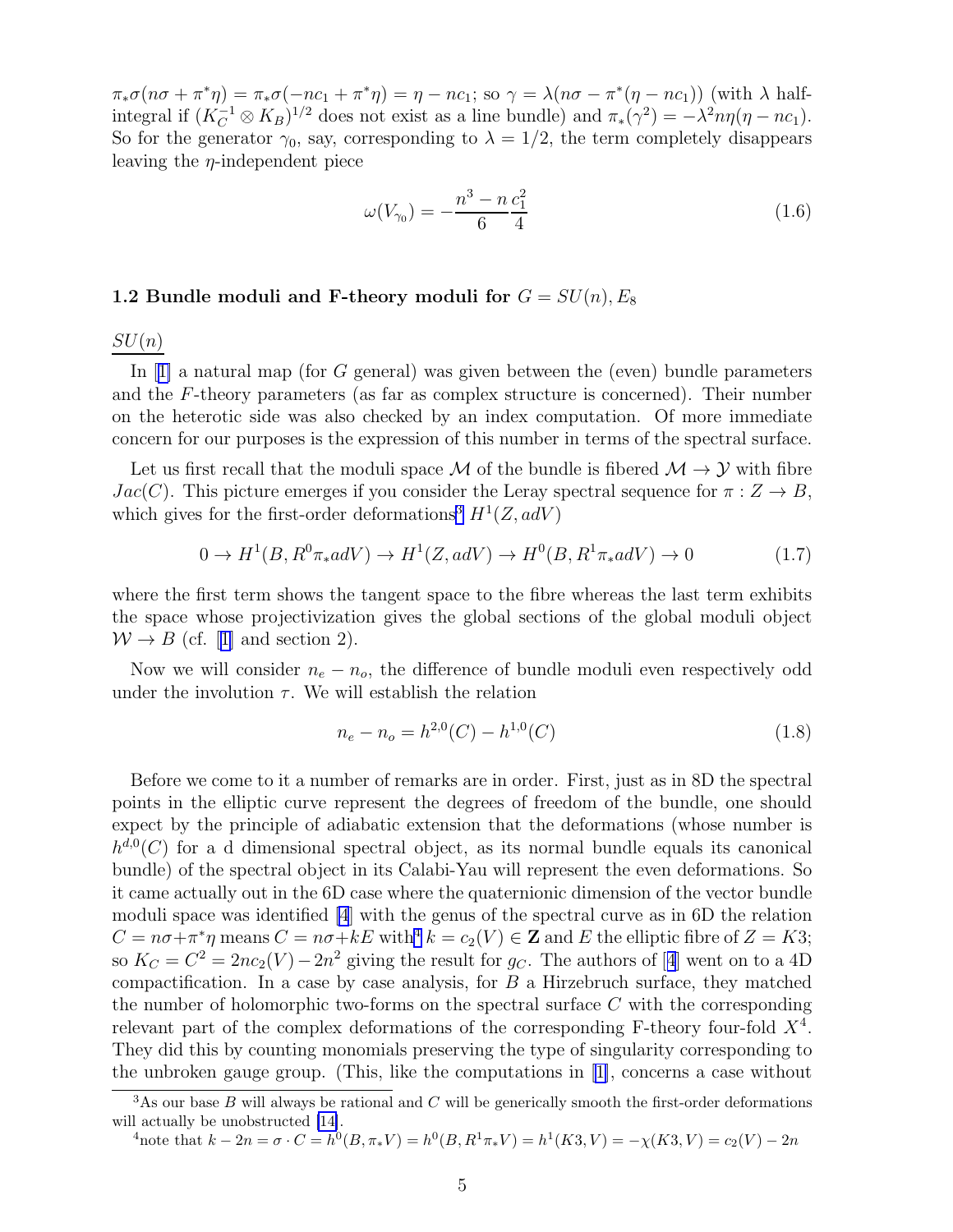$\pi_*\sigma(n\sigma + \pi^*\eta) = \pi_*\sigma(-nc_1 + \pi^*\eta) = \eta - nc_1$; so $\gamma = \lambda(n\sigma - \pi^*(\eta - nc_1))$ (with $\lambda$ half-integral if $(K_C^{-1} \otimes K_B)^{1/2}$ does not exist as a line bundle) and $\pi_*(\gamma^2) = -\lambda^2 n\eta(\eta - nc_1)$. So for the generator $\gamma_0$, say, corresponding to $\lambda = 1/2$, the term completely disappears leaving the $\eta$-independent piece

$$\omega(V_{\gamma_0}) = -\frac{n^3 - n}{6}\frac{c_1^2}{4} \tag{1.6}$$

### 1.2 Bundle moduli and F-theory moduli for $G = SU(n), E_8$

<u>$SU(n)$</u>

In [1] a natural map (for $G$ general) was given between the (even) bundle parameters and the $F$-theory parameters (as far as complex structure is concerned). Their number on the heterotic side was also checked by an index computation. Of more immediate concern for our purposes is the expression of this number in terms of the spectral surface.

Let us first recall that the moduli space $\mathcal{M}$ of the bundle is fibered $\mathcal{M} \to \mathcal{Y}$ with fibre $Jac(C)$. This picture emerges if you consider the Leray spectral sequence for $\pi : Z \to B$, which gives for the first-order deformations[3] $H^1(Z, adV)$

$$0 \to H^1(B, R^0\pi_* adV) \to H^1(Z, adV) \to H^0(B, R^1\pi_* adV) \to 0 \tag{1.7}$$

where the first term shows the tangent space to the fibre whereas the last term exhibits the space whose projectivization gives the global sections of the global moduli object $\mathcal{W} \to B$ (cf. [1] and section 2).

Now we will consider $n_e - n_o$, the difference of bundle moduli even respectively odd under the involution $\tau$. We will establish the relation

$$n_e - n_o = h^{2,0}(C) - h^{1,0}(C) \tag{1.8}$$

Before we come to it a number of remarks are in order. First, just as in 8D the spectral points in the elliptic curve represent the degrees of freedom of the bundle, one should expect by the principle of adiabatic extension that the deformations (whose number is $h^{d,0}(C)$ for a d dimensional spectral object, as its normal bundle equals its canonical bundle) of the spectral object in its Calabi-Yau will represent the even deformations. So it came actually out in the 6D case where the quaternionic dimension of the vector bundle moduli space was identified [4] with the genus of the spectral curve as in 6D the relation $C = n\sigma + \pi^*\eta$ means $C = n\sigma + kE$ with[4] $k = c_2(V) \in \mathbf{Z}$ and $E$ the elliptic fibre of $Z = K3$; so $K_C = C^2 = 2nc_2(V) - 2n^2$ giving the result for $g_C$. The authors of [4] went on to a 4D compactification. In a case by case analysis, for $B$ a Hirzebruch surface, they matched the number of holomorphic two-forms on the spectral surface $C$ with the corresponding relevant part of the complex deformations of the corresponding F-theory four-fold $X^4$. They did this by counting monomials preserving the type of singularity corresponding to the unbroken gauge group. (This, like the computations in [1], concerns a case without

---

[3] As our base $B$ will always be rational and $C$ will be generically smooth the first-order deformations will actually be unobstructed [14].

[4] note that $k - 2n = \sigma \cdot C = h^0(B, \pi_* V) = h^0(B, R^1\pi_* V) = h^1(K3, V) = -\chi(K3, V) = c_2(V) - 2n$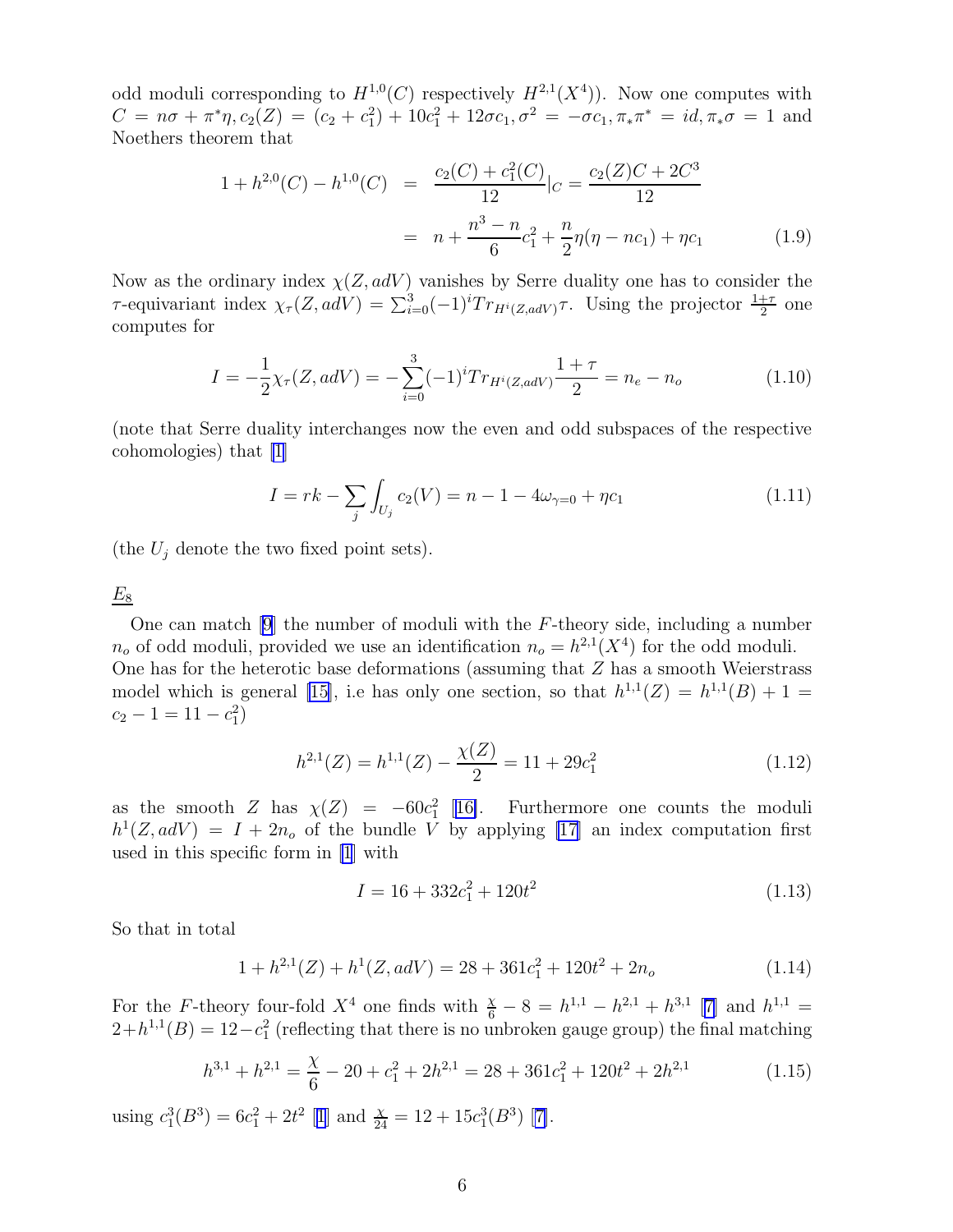odd moduli corresponding to $H^{1,0}(C)$ respectively $H^{2,1}(X^4)$). Now one computes with $C = n\sigma + \pi^*\eta, c_2(Z) = (c_2 + c_1^2) + 10c_1^2 + 12\sigma c_1, \sigma^2 = -\sigma c_1, \pi_*\pi^* = id, \pi_*\sigma = 1$ and Noethers theorem that

$$\begin{aligned} 1 + h^{2,0}(C) - h^{1,0}(C) &= \frac{c_2(C) + c_1^2(C)}{12}|_C = \frac{c_2(Z)C + 2C^3}{12} \\ &= n + \frac{n^3 - n}{6}c_1^2 + \frac{n}{2}\eta(\eta - nc_1) + \eta c_1 \end{aligned} \tag{1.9}$$

Now as the ordinary index $\chi(Z, adV)$ vanishes by Serre duality one has to consider the $\tau$-equivariant index $\chi_\tau(Z, adV) = \sum_{i=0}^3 (-1)^i Tr_{H^i(Z,adV)}\tau$. Using the projector $\frac{1+\tau}{2}$ one computes for

$$I = -\frac{1}{2}\chi_\tau(Z, adV) = -\sum_{i=0}^3 (-1)^i Tr_{H^i(Z,adV)}\frac{1+\tau}{2} = n_e - n_o \tag{1.10}$$

(note that Serre duality interchanges now the even and odd subspaces of the respective cohomologies) that [1]

$$I = rk - \sum_j \int_{U_j} c_2(V) = n - 1 - 4\omega_{\gamma=0} + \eta c_1 \tag{1.11}$$

(the $U_j$ denote the two fixed point sets).

## $E_8$

One can match [9] the number of moduli with the $F$-theory side, including a number $n_o$ of odd moduli, provided we use an identification $n_o = h^{2,1}(X^4)$ for the odd moduli. One has for the heterotic base deformations (assuming that $Z$ has a smooth Weierstrass model which is general [15], i.e has only one section, so that $h^{1,1}(Z) = h^{1,1}(B) + 1 = c_2 - 1 = 11 - c_1^2$)

$$h^{2,1}(Z) = h^{1,1}(Z) - \frac{\chi(Z)}{2} = 11 + 29c_1^2 \tag{1.12}$$

as the smooth $Z$ has $\chi(Z) = -60c_1^2$ [16]. Furthermore one counts the moduli $h^1(Z, adV) = I + 2n_o$ of the bundle $V$ by applying [17] an index computation first used in this specific form in [1] with

$$I = 16 + 332c_1^2 + 120t^2 \tag{1.13}$$

So that in total

$$1 + h^{2,1}(Z) + h^1(Z, adV) = 28 + 361c_1^2 + 120t^2 + 2n_o \tag{1.14}$$

For the $F$-theory four-fold $X^4$ one finds with $\frac{\chi}{6} - 8 = h^{1,1} - h^{2,1} + h^{3,1}$ [7] and $h^{1,1} = 2 + h^{1,1}(B) = 12 - c_1^2$ (reflecting that there is no unbroken gauge group) the final matching

$$h^{3,1} + h^{2,1} = \frac{\chi}{6} - 20 + c_1^2 + 2h^{2,1} = 28 + 361c_1^2 + 120t^2 + 2h^{2,1} \tag{1.15}$$

using $c_1^3(B^3) = 6c_1^2 + 2t^2$ [1] and $\frac{\chi}{24} = 12 + 15c_1^3(B^3)$ [7].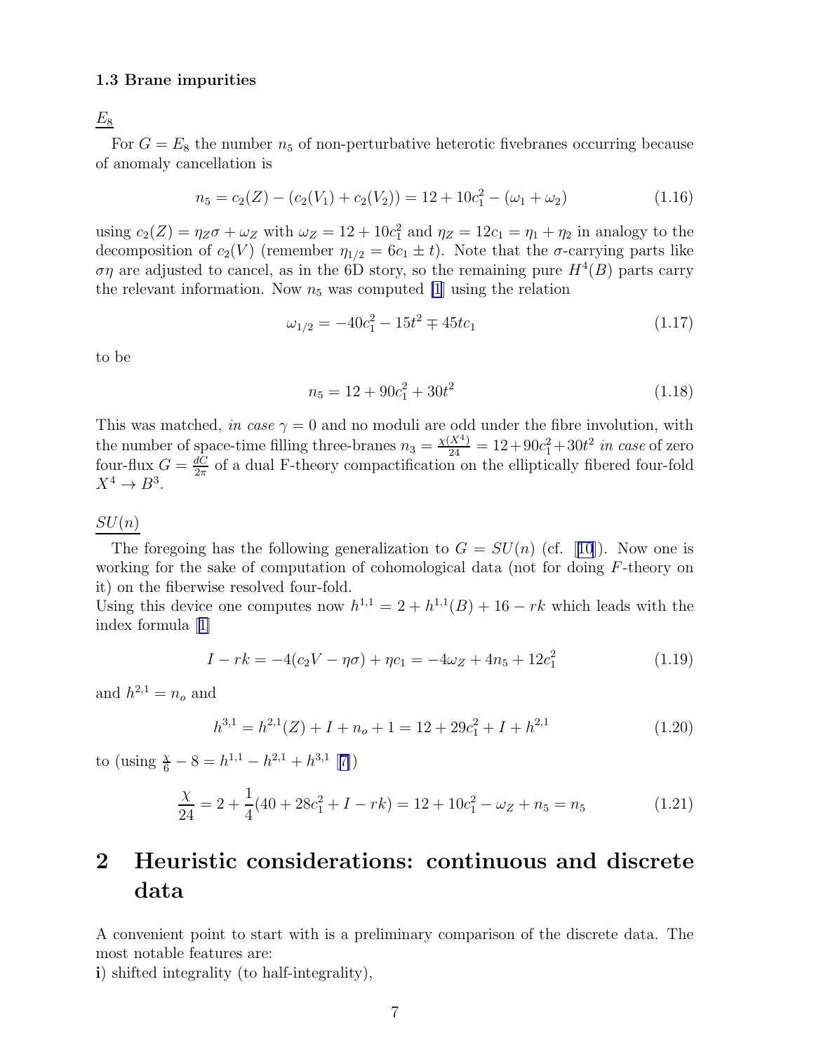### 1.3 Brane impurities

$\underline{E_8}$

For $G = E_8$ the number $n_5$ of non-perturbative heterotic fivebranes occurring because of anomaly cancellation is

$$n_5 = c_2(Z) - (c_2(V_1) + c_2(V_2)) = 12 + 10c_1^2 - (\omega_1 + \omega_2) \tag{1.16}$$

using $c_2(Z) = \eta_Z \sigma + \omega_Z$ with $\omega_Z = 12 + 10c_1^2$ and $\eta_Z = 12c_1 = \eta_1 + \eta_2$ in analogy to the decomposition of $c_2(V)$ (remember $\eta_{1/2} = 6c_1 \pm t$). Note that the $\sigma$-carrying parts like $\sigma\eta$ are adjusted to cancel, as in the 6D story, so the remaining pure $H^4(B)$ parts carry the relevant information. Now $n_5$ was computed [1] using the relation

$$\omega_{1/2} = -40c_1^2 - 15t^2 \mp 45tc_1 \tag{1.17}$$

to be

$$n_5 = 12 + 90c_1^2 + 30t^2 \tag{1.18}$$

This was matched, *in case* $\gamma = 0$ and no moduli are odd under the fibre involution, with the number of space-time filling three-branes $n_3 = \frac{\chi(X^4)}{24} = 12 + 90c_1^2 + 30t^2$ *in case* of zero four-flux $G = \frac{dC}{2\pi}$ of a dual F-theory compactification on the elliptically fibered four-fold $X^4 \to B^3$.

$\underline{SU(n)}$

The foregoing has the following generalization to $G = SU(n)$ (cf. [10]). Now one is working for the sake of computation of cohomological data (not for doing $F$-theory on it) on the fiberwise resolved four-fold.
Using this device one computes now $h^{1,1} = 2 + h^{1,1}(B) + 16 - rk$ which leads with the index formula [1]

$$I - rk = -4(c_2V - \eta\sigma) + \eta c_1 = -4\omega_Z + 4n_5 + 12c_1^2 \tag{1.19}$$

and $h^{2,1} = n_o$ and

$$h^{3,1} = h^{2,1}(Z) + I + n_o + 1 = 12 + 29c_1^2 + I + h^{2,1} \tag{1.20}$$

to (using $\frac{\chi}{6} - 8 = h^{1,1} - h^{2,1} + h^{3,1}$ [7])

$$\frac{\chi}{24} = 2 + \frac{1}{4}(40 + 28c_1^2 + I - rk) = 12 + 10c_1^2 - \omega_Z + n_5 = n_5 \tag{1.21}$$

# 2 Heuristic considerations: continuous and discrete data

A convenient point to start with is a preliminary comparison of the discrete data. The most notable features are:
**i**) shifted integrality (to half-integrality),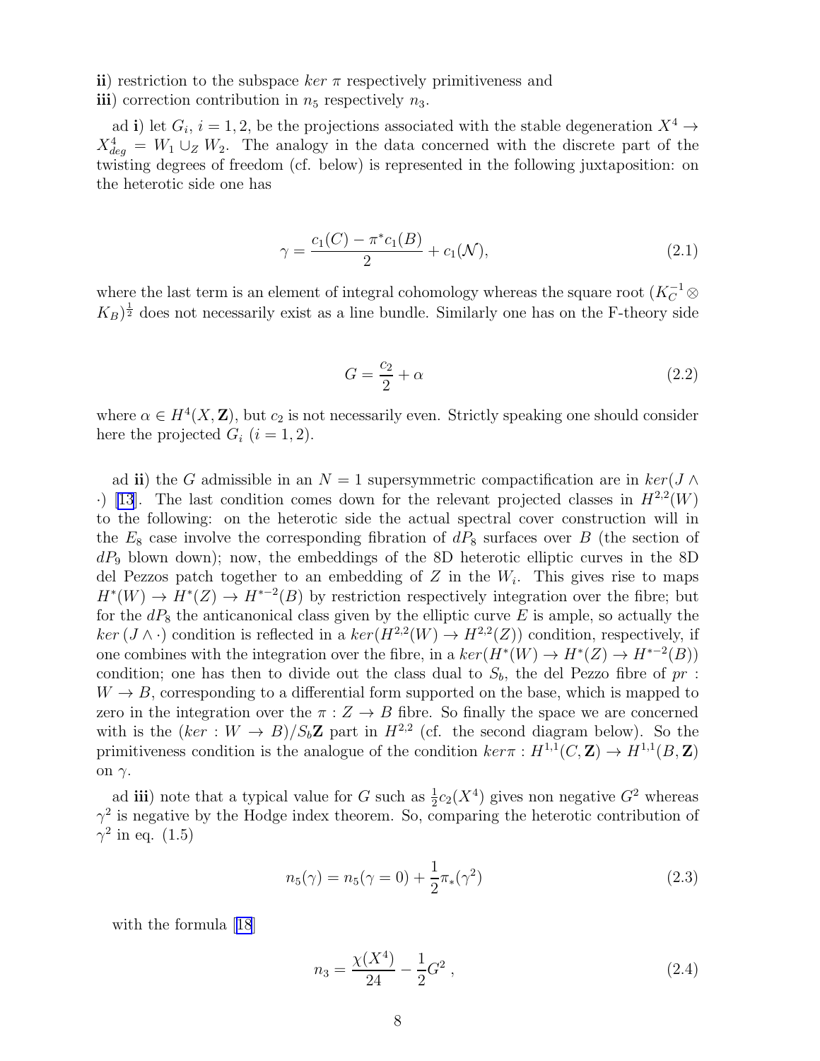**ii**) restriction to the subspace $ker\ \pi$ respectively primitiveness and
**iii**) correction contribution in $n_5$ respectively $n_3$.

ad **i**) let $G_i$, $i = 1, 2$, be the projections associated with the stable degeneration $X^4 \to X^4_{deg} = W_1 \cup_Z W_2$. The analogy in the data concerned with the discrete part of the twisting degrees of freedom (cf. below) is represented in the following juxtaposition: on the heterotic side one has

$$\gamma = \frac{c_1(C) - \pi^* c_1(B)}{2} + c_1(\mathcal{N}), \tag{2.1}$$

where the last term is an element of integral cohomology whereas the square root $(K_C^{-1} \otimes K_B)^{\frac{1}{2}}$ does not necessarily exist as a line bundle. Similarly one has on the F-theory side

$$G = \frac{c_2}{2} + \alpha \tag{2.2}$$

where $\alpha \in H^4(X, \mathbf{Z})$, but $c_2$ is not necessarily even. Strictly speaking one should consider here the projected $G_i$ $(i = 1, 2)$.

ad **ii**) the $G$ admissible in an $N = 1$ supersymmetric compactification are in $ker(J \wedge \cdot)$ [13]. The last condition comes down for the relevant projected classes in $H^{2,2}(W)$ to the following: on the heterotic side the actual spectral cover construction will in the $E_8$ case involve the corresponding fibration of $dP_8$ surfaces over $B$ (the section of $dP_9$ blown down); now, the embeddings of the 8D heterotic elliptic curves in the 8D del Pezzos patch together to an embedding of $Z$ in the $W_i$. This gives rise to maps $H^*(W) \to H^*(Z) \to H^{*-2}(B)$ by restriction respectively integration over the fibre; but for the $dP_8$ the anticanonical class given by the elliptic curve $E$ is ample, so actually the $ker\ (J \wedge \cdot)$ condition is reflected in a $ker(H^{2,2}(W) \to H^{2,2}(Z))$ condition, respectively, if one combines with the integration over the fibre, in a $ker(H^*(W) \to H^*(Z) \to H^{*-2}(B))$ condition; one has then to divide out the class dual to $S_b$, the del Pezzo fibre of $pr : W \to B$, corresponding to a differential form supported on the base, which is mapped to zero in the integration over the $\pi : Z \to B$ fibre. So finally the space we are concerned with is the $(ker : W \to B)/S_b\mathbf{Z}$ part in $H^{2,2}$ (cf. the second diagram below). So the primitiveness condition is the analogue of the condition $ker \pi : H^{1,1}(C, \mathbf{Z}) \to H^{1,1}(B, \mathbf{Z})$ on $\gamma$.

ad **iii**) note that a typical value for $G$ such as $\frac{1}{2}c_2(X^4)$ gives non negative $G^2$ whereas $\gamma^2$ is negative by the Hodge index theorem. So, comparing the heterotic contribution of $\gamma^2$ in eq. (1.5)

$$n_5(\gamma) = n_5(\gamma = 0) + \frac{1}{2}\pi_*(\gamma^2) \tag{2.3}$$

with the formula [18]

$$n_3 = \frac{\chi(X^4)}{24} - \frac{1}{2}G^2\ , \tag{2.4}$$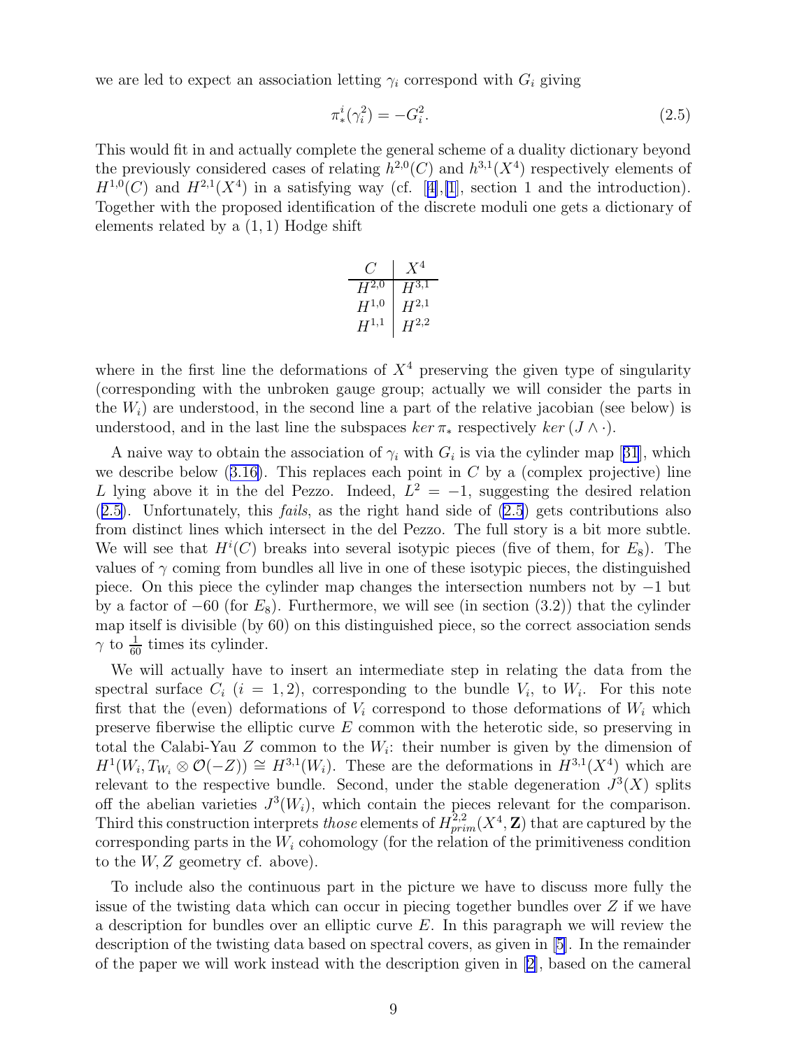we are led to expect an association letting $\gamma_i$ correspond with $G_i$ giving

$$\pi^i_*(\gamma_i^2) = -G_i^2. \tag{2.5}$$

This would fit in and actually complete the general scheme of a duality dictionary beyond the previously considered cases of relating $h^{2,0}(C)$ and $h^{3,1}(X^4)$ respectively elements of $H^{1,0}(C)$ and $H^{2,1}(X^4)$ in a satisfying way (cf. [4],[1], section 1 and the introduction). Together with the proposed identification of the discrete moduli one gets a dictionary of elements related by a $(1,1)$ Hodge shift

| $C$ | $X^4$ |
|---|---|
| $H^{2,0}$ | $H^{3,1}$ |
| $H^{1,0}$ | $H^{2,1}$ |
| $H^{1,1}$ | $H^{2,2}$ |

where in the first line the deformations of $X^4$ preserving the given type of singularity (corresponding with the unbroken gauge group; actually we will consider the parts in the $W_i$) are understood, in the second line a part of the relative jacobian (see below) is understood, and in the last line the subspaces $ker\, \pi_*$ respectively $ker\, (J \wedge \cdot)$.

A naive way to obtain the association of $\gamma_i$ with $G_i$ is via the cylinder map [31], which we describe below (3.16). This replaces each point in $C$ by a (complex projective) line $L$ lying above it in the del Pezzo. Indeed, $L^2 = -1$, suggesting the desired relation (2.5). Unfortunately, this *fails*, as the right hand side of (2.5) gets contributions also from distinct lines which intersect in the del Pezzo. The full story is a bit more subtle. We will see that $H^i(C)$ breaks into several isotypic pieces (five of them, for $E_8$). The values of $\gamma$ coming from bundles all live in one of these isotypic pieces, the distinguished piece. On this piece the cylinder map changes the intersection numbers not by $-1$ but by a factor of $-60$ (for $E_8$). Furthermore, we will see (in section (3.2)) that the cylinder map itself is divisible (by 60) on this distinguished piece, so the correct association sends $\gamma$ to $\frac{1}{60}$ times its cylinder.

We will actually have to insert an intermediate step in relating the data from the spectral surface $C_i$ $(i = 1, 2)$, corresponding to the bundle $V_i$, to $W_i$. For this note first that the (even) deformations of $V_i$ correspond to those deformations of $W_i$ which preserve fiberwise the elliptic curve $E$ common with the heterotic side, so preserving in total the Calabi-Yau $Z$ common to the $W_i$: their number is given by the dimension of $H^1(W_i, T_{W_i} \otimes \mathcal{O}(-Z)) \cong H^{3,1}(W_i)$. These are the deformations in $H^{3,1}(X^4)$ which are relevant to the respective bundle. Second, under the stable degeneration $J^3(X)$ splits off the abelian varieties $J^3(W_i)$, which contain the pieces relevant for the comparison. Third this construction interprets *those* elements of $H^{2,2}_{prim}(X^4, \mathbf{Z})$ that are captured by the corresponding parts in the $W_i$ cohomology (for the relation of the primitiveness condition to the $W, Z$ geometry cf. above).

To include also the continuous part in the picture we have to discuss more fully the issue of the twisting data which can occur in piecing together bundles over $Z$ if we have a description for bundles over an elliptic curve $E$. In this paragraph we will review the description of the twisting data based on spectral covers, as given in [5]. In the remainder of the paper we will work instead with the description given in [2], based on the cameral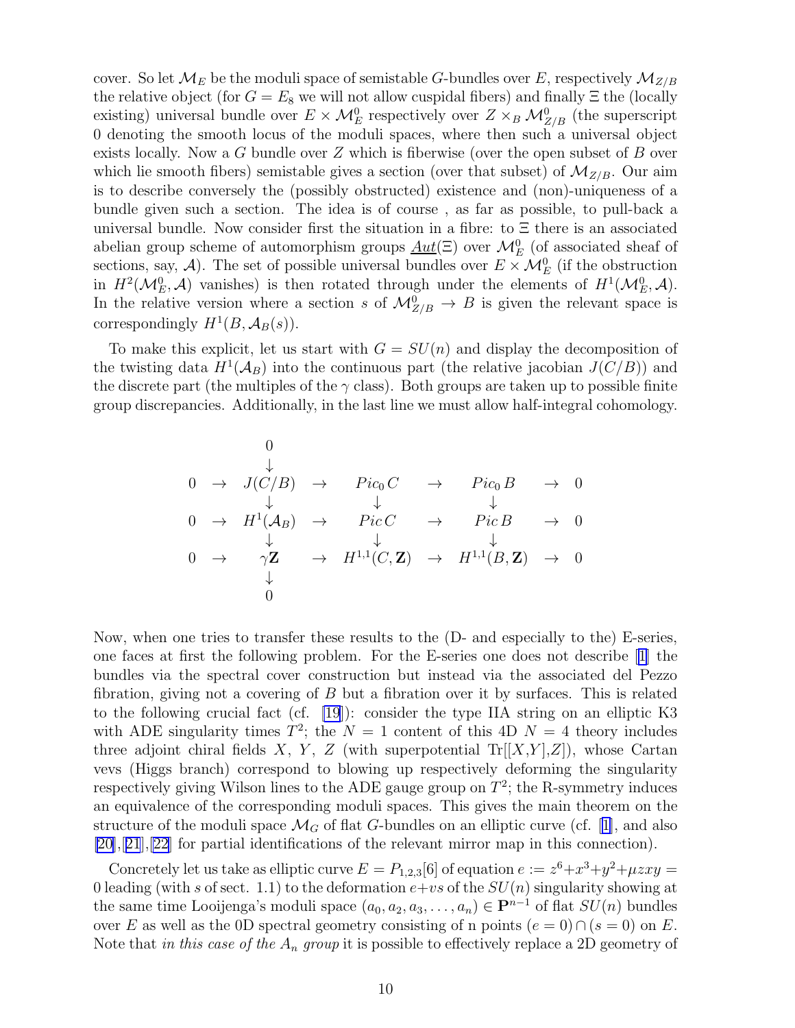cover. So let $\mathcal{M}_E$ be the moduli space of semistable $G$-bundles over $E$, respectively $\mathcal{M}_{Z/B}$ the relative object (for $G = E_8$ we will not allow cuspidal fibers) and finally $\Xi$ the (locally existing) universal bundle over $E \times \mathcal{M}_E^0$ respectively over $Z \times_B \mathcal{M}_{Z/B}^0$ (the superscript 0 denoting the smooth locus of the moduli spaces, where then such a universal object exists locally. Now a $G$ bundle over $Z$ which is fiberwise (over the open subset of $B$ over which lie smooth fibers) semistable gives a section (over that subset) of $\mathcal{M}_{Z/B}$. Our aim is to describe conversely the (possibly obstructed) existence and (non)-uniqueness of a bundle given such a section. The idea is of course , as far as possible, to pull-back a universal bundle. Now consider first the situation in a fibre: to $\Xi$ there is an associated abelian group scheme of automorphism groups $\underline{Aut}(\Xi)$ over $\mathcal{M}_E^0$ (of associated sheaf of sections, say, $\mathcal{A}$). The set of possible universal bundles over $E \times \mathcal{M}_E^0$ (if the obstruction in $H^2(\mathcal{M}_E^0, \mathcal{A})$ vanishes) is then rotated through under the elements of $H^1(\mathcal{M}_E^0, \mathcal{A})$. In the relative version where a section $s$ of $\mathcal{M}_{Z/B}^0 \to B$ is given the relevant space is correspondingly $H^1(B, \mathcal{A}_B(s))$.

To make this explicit, let us start with $G = SU(n)$ and display the decomposition of the twisting data $H^1(\mathcal{A}_B)$ into the continuous part (the relative jacobian $J(C/B)$) and the discrete part (the multiples of the $\gamma$ class). Both groups are taken up to possible finite group discrepancies. Additionally, in the last line we must allow half-integral cohomology.

$$
\begin{array}{ccccccccc}
 & & 0 & & & & & & \\
 & & \downarrow & & & & & & \\
0 & \to & J(C/B) & \to & Pic_0\, C & \to & Pic_0\, B & \to & 0 \\
 & & \downarrow & & \downarrow & & \downarrow & & \\
0 & \to & H^1(\mathcal{A}_B) & \to & Pic\, C & \to & Pic\, B & \to & 0 \\
 & & \downarrow & & \downarrow & & \downarrow & & \\
0 & \to & \gamma\mathbf{Z} & \to & H^{1,1}(C,\mathbf{Z}) & \to & H^{1,1}(B,\mathbf{Z}) & \to & 0 \\
 & & \downarrow & & & & & & \\
 & & 0 & & & & & &
\end{array}
$$

Now, when one tries to transfer these results to the (D- and especially to the) E-series, one faces at first the following problem. For the E-series one does not describe [1] the bundles via the spectral cover construction but instead via the associated del Pezzo fibration, giving not a covering of $B$ but a fibration over it by surfaces. This is related to the following crucial fact (cf. [19]): consider the type IIA string on an elliptic K3 with ADE singularity times $T^2$; the $N = 1$ content of this 4D $N = 4$ theory includes three adjoint chiral fields $X$, $Y$, $Z$ (with superpotential $\mathrm{Tr}[[X,Y],Z]$), whose Cartan vevs (Higgs branch) correspond to blowing up respectively deforming the singularity respectively giving Wilson lines to the ADE gauge group on $T^2$; the R-symmetry induces an equivalence of the corresponding moduli spaces. This gives the main theorem on the structure of the moduli space $\mathcal{M}_G$ of flat $G$-bundles on an elliptic curve (cf. [1], and also [20],[21],[22] for partial identifications of the relevant mirror map in this connection).

Concretely let us take as elliptic curve $E = P_{1,2,3}[6]$ of equation $e := z^6 + x^3 + y^2 + \mu zxy = 0$ leading (with $s$ of sect. 1.1) to the deformation $e + vs$ of the $SU(n)$ singularity showing at the same time Looijenga's moduli space $(a_0, a_2, a_3, \ldots, a_n) \in \mathbf{P}^{n-1}$ of flat $SU(n)$ bundles over $E$ as well as the 0D spectral geometry consisting of n points $(e = 0) \cap (s = 0)$ on $E$. Note that *in this case of the $A_n$ group* it is possible to effectively replace a 2D geometry of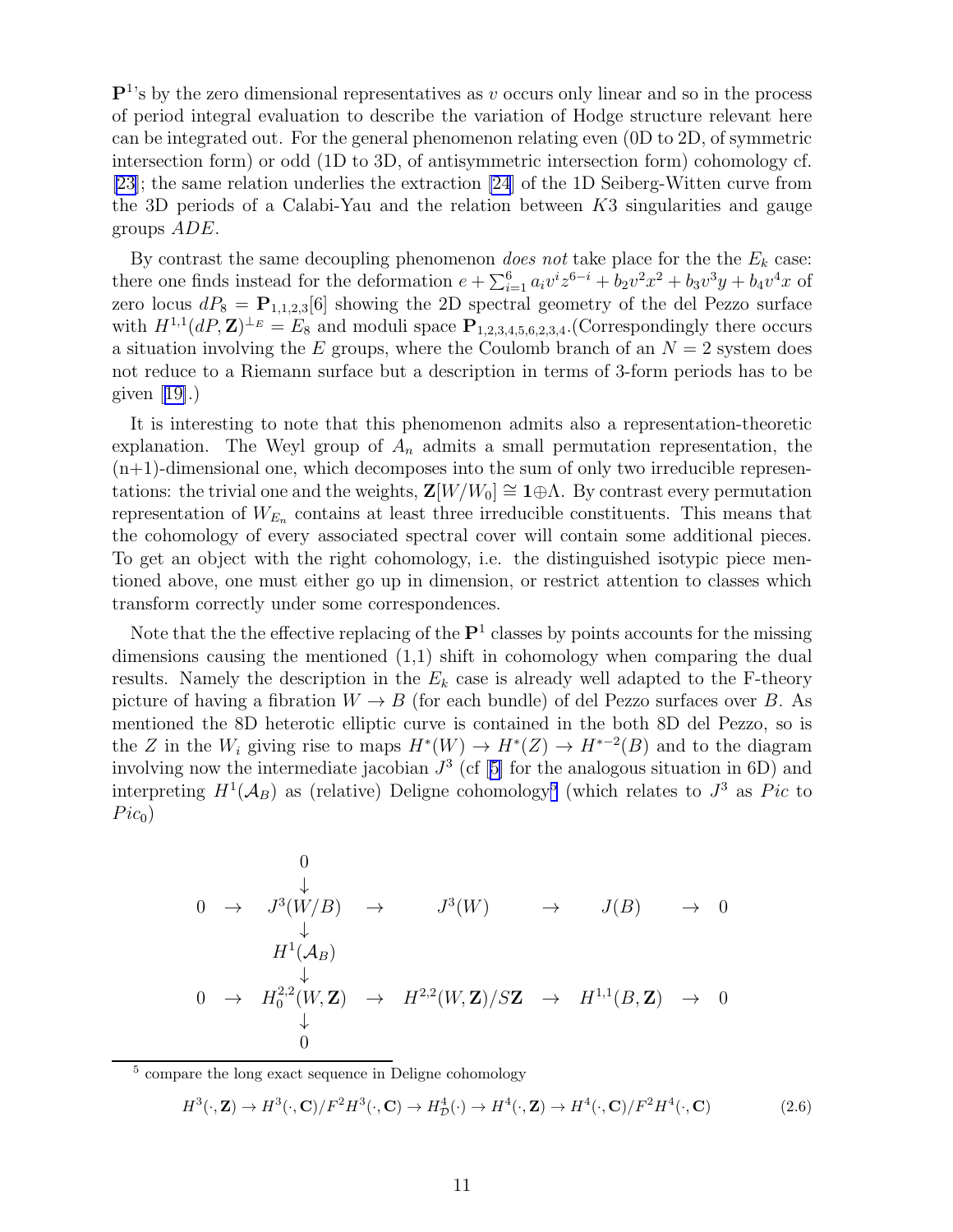$\mathbf{P}^1$'s by the zero dimensional representatives as $v$ occurs only linear and so in the process of period integral evaluation to describe the variation of Hodge structure relevant here can be integrated out. For the general phenomenon relating even (0D to 2D, of symmetric intersection form) or odd (1D to 3D, of antisymmetric intersection form) cohomology cf. [23]; the same relation underlies the extraction [24] of the 1D Seiberg-Witten curve from the 3D periods of a Calabi-Yau and the relation between $K3$ singularities and gauge groups $ADE$.

By contrast the same decoupling phenomenon *does not* take place for the the $E_k$ case: there one finds instead for the deformation $e + \sum_{i=1}^{6} a_i v^i z^{6-i} + b_2 v^2 x^2 + b_3 v^3 y + b_4 v^4 x$ of zero locus $dP_8 = \mathbf{P}_{1,1,2,3}[6]$ showing the 2D spectral geometry of the del Pezzo surface with $H^{1,1}(dP, \mathbf{Z})^{\perp_E} = E_8$ and moduli space $\mathbf{P}_{1,2,3,4,5,6,2,3,4}$.(Correspondingly there occurs a situation involving the $E$ groups, where the Coulomb branch of an $N = 2$ system does not reduce to a Riemann surface but a description in terms of 3-form periods has to be given [19].)

It is interesting to note that this phenomenon admits also a representation-theoretic explanation. The Weyl group of $A_n$ admits a small permutation representation, the (n+1)-dimensional one, which decomposes into the sum of only two irreducible representations: the trivial one and the weights, $\mathbf{Z}[W/W_0] \cong \mathbf{1} \oplus \Lambda$. By contrast every permutation representation of $W_{E_n}$ contains at least three irreducible constituents. This means that the cohomology of every associated spectral cover will contain some additional pieces. To get an object with the right cohomology, i.e. the distinguished isotypic piece mentioned above, one must either go up in dimension, or restrict attention to classes which transform correctly under some correspondences.

Note that the the effective replacing of the $\mathbf{P}^1$ classes by points accounts for the missing dimensions causing the mentioned (1,1) shift in cohomology when comparing the dual results. Namely the description in the $E_k$ case is already well adapted to the F-theory picture of having a fibration $W \to B$ (for each bundle) of del Pezzo surfaces over $B$. As mentioned the 8D heterotic elliptic curve is contained in the both 8D del Pezzo, so is the $Z$ in the $W_i$ giving rise to maps $H^*(W) \to H^*(Z) \to H^{*-2}(B)$ and to the diagram involving now the intermediate jacobian $J^3$ (cf [5] for the analogous situation in 6D) and interpreting $H^1(\mathcal{A}_B)$ as (relative) Deligne cohomology[5] (which relates to $J^3$ as $Pic$ to $Pic_0$)

$$
\begin{array}{ccccccccc}
 & & 0 & & & & & & \\
 & & \downarrow & & & & & & \\
0 & \to & J^3(W/B) & \to & J^3(W) & \to & J(B) & \to & 0 \\
 & & \downarrow & & & & & & \\
 & & H^1(\mathcal{A}_B) & & & & & & \\
 & & \downarrow & & & & & & \\
0 & \to & H_0^{2,2}(W,\mathbf{Z}) & \to & H^{2,2}(W,\mathbf{Z})/S\mathbf{Z} & \to & H^{1,1}(B,\mathbf{Z}) & \to & 0 \\
 & & \downarrow & & & & & & \\
 & & 0 & & & & & &
\end{array}
$$

[5] compare the long exact sequence in Deligne cohomology

$$
H^3(\cdot, \mathbf{Z}) \to H^3(\cdot, \mathbf{C})/F^2 H^3(\cdot, \mathbf{C}) \to H^4_{\mathcal{D}}(\cdot) \to H^4(\cdot, \mathbf{Z}) \to H^4(\cdot, \mathbf{C})/F^2 H^4(\cdot, \mathbf{C}) \qquad (2.6)
$$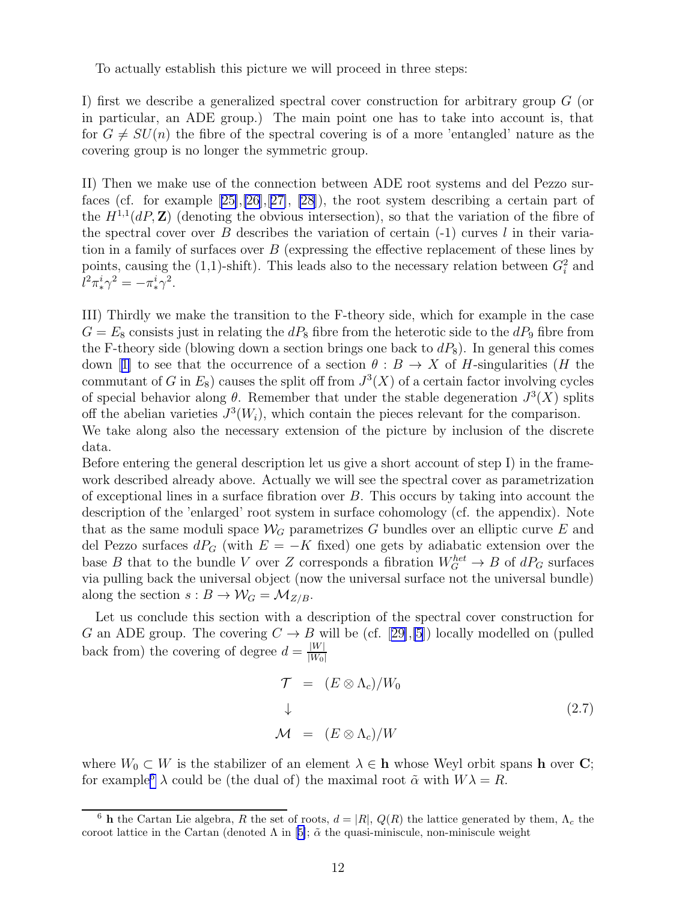To actually establish this picture we will proceed in three steps:

I) first we describe a generalized spectral cover construction for arbitrary group $G$ (or in particular, an ADE group.) The main point one has to take into account is, that for $G \neq SU(n)$ the fibre of the spectral covering is of a more 'entangled' nature as the covering group is no longer the symmetric group.

II) Then we make use of the connection between ADE root systems and del Pezzo surfaces (cf. for example [25],[26],[27], [28]), the root system describing a certain part of the $H^{1,1}(dP, \mathbf{Z})$ (denoting the obvious intersection), so that the variation of the fibre of the spectral cover over $B$ describes the variation of certain (-1) curves $l$ in their variation in a family of surfaces over $B$ (expressing the effective replacement of these lines by points, causing the (1,1)-shift). This leads also to the necessary relation between $G_i^2$ and $l^2\pi_*^i\gamma^2 = -\pi_*^i\gamma^2$.

III) Thirdly we make the transition to the F-theory side, which for example in the case $G = E_8$ consists just in relating the $dP_8$ fibre from the heterotic side to the $dP_9$ fibre from the F-theory side (blowing down a section brings one back to $dP_8$). In general this comes down [1] to see that the occurrence of a section $\theta : B \to X$ of $H$-singularities ($H$ the commutant of $G$ in $E_8$) causes the split off from $J^3(X)$ of a certain factor involving cycles of special behavior along $\theta$. Remember that under the stable degeneration $J^3(X)$ splits off the abelian varieties $J^3(W_i)$, which contain the pieces relevant for the comparison. We take along also the necessary extension of the picture by inclusion of the discrete data.
Before entering the general description let us give a short account of step I) in the framework described already above. Actually we will see the spectral cover as parametrization of exceptional lines in a surface fibration over $B$. This occurs by taking into account the description of the 'enlarged' root system in surface cohomology (cf. the appendix). Note that as the same moduli space $\mathcal{W}_G$ parametrizes $G$ bundles over an elliptic curve $E$ and del Pezzo surfaces $dP_G$ (with $E = -K$ fixed) one gets by adiabatic extension over the base $B$ that to the bundle $V$ over $Z$ corresponds a fibration $W_G^{het} \to B$ of $dP_G$ surfaces via pulling back the universal object (now the universal surface not the universal bundle) along the section $s : B \to \mathcal{W}_G = \mathcal{M}_{Z/B}$.

Let us conclude this section with a description of the spectral cover construction for $G$ an ADE group. The covering $C \to B$ will be (cf. [29],[5]) locally modelled on (pulled back from) the covering of degree $d = \frac{|W|}{|W_0|}$

$$
\begin{aligned}
\mathcal{T} &= (E \otimes \Lambda_c)/W_0 \\
&\downarrow \\
\mathcal{M} &= (E \otimes \Lambda_c)/W
\end{aligned}
\tag{2.7}
$$

where $W_0 \subset W$ is the stabilizer of an element $\lambda \in \mathbf{h}$ whose Weyl orbit spans $\mathbf{h}$ over $\mathbf{C}$; for example[6] $\lambda$ could be (the dual of) the maximal root $\tilde{\alpha}$ with $W\lambda = R$.

[6] $\mathbf{h}$ the Cartan Lie algebra, $R$ the set of roots, $d = |R|$, $Q(R)$ the lattice generated by them, $\Lambda_c$ the coroot lattice in the Cartan (denoted $\Lambda$ in [5]; $\tilde{\alpha}$ the quasi-miniscule, non-miniscule weight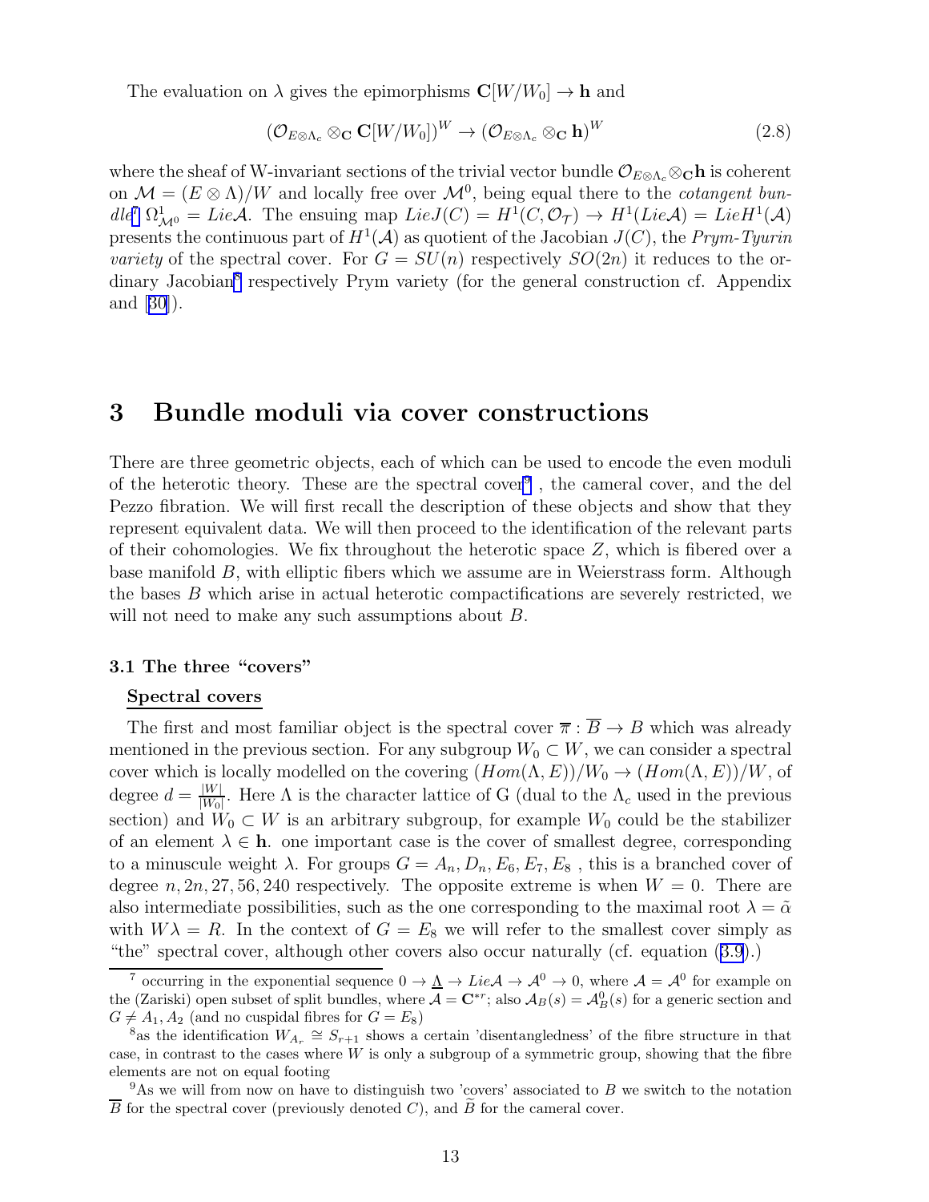The evaluation on $\lambda$ gives the epimorphisms $\mathbf{C}[W/W_0] \to \mathbf{h}$ and

$$(\mathcal{O}_{E\otimes\Lambda_c} \otimes_{\mathbf{C}} \mathbf{C}[W/W_0])^W \to (\mathcal{O}_{E\otimes\Lambda_c} \otimes_{\mathbf{C}} \mathbf{h})^W \tag{2.8}$$

where the sheaf of W-invariant sections of the trivial vector bundle $\mathcal{O}_{E\otimes\Lambda_c}\otimes_{\mathbf{C}}\mathbf{h}$ is coherent on $\mathcal{M} = (E \otimes \Lambda)/W$ and locally free over $\mathcal{M}^0$, being equal there to the *cotangent bundle*[7] $\Omega^1_{\mathcal{M}^0} = Lie\mathcal{A}$. The ensuing map $LieJ(C) = H^1(C, \mathcal{O}_{\mathcal{T}}) \to H^1(Lie\mathcal{A}) = LieH^1(\mathcal{A})$ presents the continuous part of $H^1(\mathcal{A})$ as quotient of the Jacobian $J(C)$, the *Prym-Tyurin variety* of the spectral cover. For $G = SU(n)$ respectively $SO(2n)$ it reduces to the ordinary Jacobian[8] respectively Prym variety (for the general construction cf. Appendix and [30]).

# 3 Bundle moduli via cover constructions

There are three geometric objects, each of which can be used to encode the even moduli of the heterotic theory. These are the spectral cover[9] , the cameral cover, and the del Pezzo fibration. We will first recall the description of these objects and show that they represent equivalent data. We will then proceed to the identification of the relevant parts of their cohomologies. We fix throughout the heterotic space $Z$, which is fibered over a base manifold $B$, with elliptic fibers which we assume are in Weierstrass form. Although the bases $B$ which arise in actual heterotic compactifications are severely restricted, we will not need to make any such assumptions about $B$.

### 3.1 The three "covers"

**Spectral covers**

The first and most familiar object is the spectral cover $\overline{\pi} : \overline{B} \to B$ which was already mentioned in the previous section. For any subgroup $W_0 \subset W$, we can consider a spectral cover which is locally modelled on the covering $(Hom(\Lambda, E))/W_0 \to (Hom(\Lambda, E))/W$, of degree $d = \frac{|W|}{|W_0|}$. Here $\Lambda$ is the character lattice of G (dual to the $\Lambda_c$ used in the previous section) and $W_0 \subset W$ is an arbitrary subgroup, for example $W_0$ could be the stabilizer of an element $\lambda \in \mathbf{h}$. one important case is the cover of smallest degree, corresponding to a minuscule weight $\lambda$. For groups $G = A_n, D_n, E_6, E_7, E_8$ , this is a branched cover of degree $n, 2n, 27, 56, 240$ respectively. The opposite extreme is when $W = 0$. There are also intermediate possibilities, such as the one corresponding to the maximal root $\lambda = \tilde{\alpha}$ with $W\lambda = R$. In the context of $G = E_8$ we will refer to the smallest cover simply as "the" spectral cover, although other covers also occur naturally (cf. equation (3.9).)

[7] occurring in the exponential sequence $0 \to \underline{\Lambda} \to Lie\mathcal{A} \to \mathcal{A}^0 \to 0$, where $\mathcal{A} = \mathcal{A}^0$ for example on the (Zariski) open subset of split bundles, where $\mathcal{A} = \mathbf{C}^{*r}$; also $\mathcal{A}_B(s) = \mathcal{A}^0_B(s)$ for a generic section and $G \neq A_1, A_2$ (and no cuspidal fibres for $G = E_8$)

[8] as the identification $W_{A_r} \cong S_{r+1}$ shows a certain 'disentangledness' of the fibre structure in that case, in contrast to the cases where $W$ is only a subgroup of a symmetric group, showing that the fibre elements are not on equal footing

[9] As we will from now on have to distinguish two 'covers' associated to $B$ we switch to the notation $\overline{B}$ for the spectral cover (previously denoted $C$), and $\widetilde{B}$ for the cameral cover.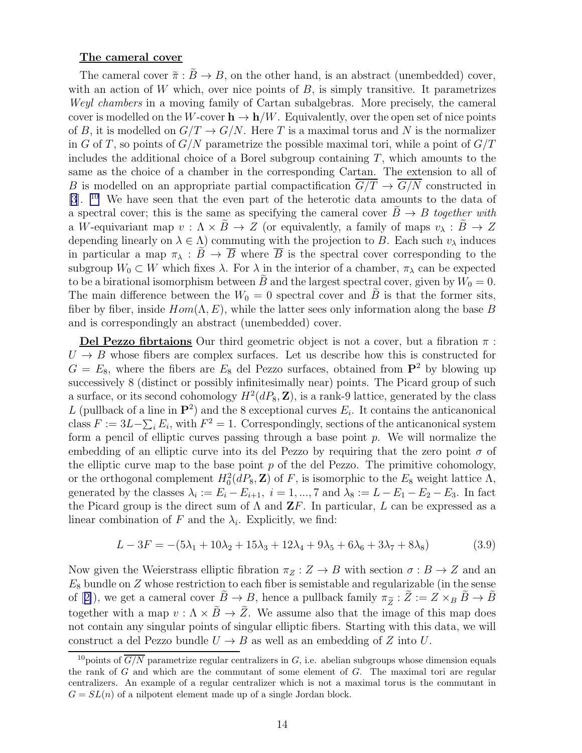**The cameral cover**

The cameral cover $\tilde{\pi} : \widetilde{B} \to B$, on the other hand, is an abstract (unembedded) cover, with an action of $W$ which, over nice points of $B$, is simply transitive. It parametrizes *Weyl chambers* in a moving family of Cartan subalgebras. More precisely, the cameral cover is modelled on the $W$-cover $\mathbf{h} \to \mathbf{h}/W$. Equivalently, over the open set of nice points of $B$, it is modelled on $G/T \to G/N$. Here $T$ is a maximal torus and $N$ is the normalizer in $G$ of $T$, so points of $G/N$ parametrize the possible maximal tori, while a point of $G/T$ includes the additional choice of a Borel subgroup containing $T$, which amounts to the same as the choice of a chamber in the corresponding Cartan. The extension to all of $B$ is modelled on an appropriate partial compactification $\overline{G/T} \to \overline{G/N}$ constructed in [3]. [10] We have seen that the even part of the heterotic data amounts to the data of a spectral cover; this is the same as specifying the cameral cover $\widetilde{B} \to B$ *together with* a $W$-equivariant map $v : \Lambda \times \widetilde{B} \to Z$ (or equivalently, a family of maps $v_\lambda : \widetilde{B} \to Z$ depending linearly on $\lambda \in \Lambda$) commuting with the projection to $B$. Each such $v_\lambda$ induces in particular a map $\pi_\lambda : \widetilde{B} \to \overline{B}$ where $\overline{B}$ is the spectral cover corresponding to the subgroup $W_0 \subset W$ which fixes $\lambda$. For $\lambda$ in the interior of a chamber, $\pi_\lambda$ can be expected to be a birational isomorphism between $\widetilde{B}$ and the largest spectral cover, given by $W_0 = 0$. The main difference between the $W_0 = 0$ spectral cover and $\widetilde{B}$ is that the former sits, fiber by fiber, inside $Hom(\Lambda, E)$, while the latter sees only information along the base $B$ and is correspondingly an abstract (unembedded) cover.

**Del Pezzo fibrtaions** Our third geometric object is not a cover, but a fibration $\pi : U \to B$ whose fibers are complex surfaces. Let us describe how this is constructed for $G = E_8$, where the fibers are $E_8$ del Pezzo surfaces, obtained from $\mathbf{P}^2$ by blowing up successively 8 (distinct or possibly infinitesimally near) points. The Picard group of such a surface, or its second cohomology $H^2(dP_8, \mathbf{Z})$, is a rank-9 lattice, generated by the class $L$ (pullback of a line in $\mathbf{P}^2$) and the 8 exceptional curves $E_i$. It contains the anticanonical class $F := 3L - \sum_i E_i$, with $F^2 = 1$. Correspondingly, sections of the anticanonical system form a pencil of elliptic curves passing through a base point $p$. We will normalize the embedding of an elliptic curve into its del Pezzo by requiring that the zero point $\sigma$ of the elliptic curve map to the base point $p$ of the del Pezzo. The primitive cohomology, or the orthogonal complement $H^2_0(dP_8, \mathbf{Z})$ of $F$, is isomorphic to the $E_8$ weight lattice $\Lambda$, generated by the classes $\lambda_i := E_i - E_{i+1},\ i = 1, ..., 7$ and $\lambda_8 := L - E_1 - E_2 - E_3$. In fact the Picard group is the direct sum of $\Lambda$ and $\mathbf{Z}F$. In particular, $L$ can be expressed as a linear combination of $F$ and the $\lambda_i$. Explicitly, we find:

$$L - 3F = -(5\lambda_1 + 10\lambda_2 + 15\lambda_3 + 12\lambda_4 + 9\lambda_5 + 6\lambda_6 + 3\lambda_7 + 8\lambda_8) \tag{3.9}$$

Now given the Weierstrass elliptic fibration $\pi_Z : Z \to B$ with section $\sigma : B \to Z$ and an $E_8$ bundle on $Z$ whose restriction to each fiber is semistable and regularizable (in the sense of [2]), we get a cameral cover $\widetilde{B} \to B$, hence a pullback family $\pi_{\widetilde{Z}} : \widetilde{Z} := Z \times_B \widetilde{B} \to \widetilde{B}$ together with a map $v : \Lambda \times \widetilde{B} \to \widetilde{Z}$. We assume also that the image of this map does not contain any singular points of singular elliptic fibers. Starting with this data, we will construct a del Pezzo bundle $U \to B$ as well as an embedding of $Z$ into $U$.

[10] points of $\overline{G/N}$ parametrize regular centralizers in $G$, i.e. abelian subgroups whose dimension equals the rank of $G$ and which are the commutant of some element of $G$. The maximal tori are regular centralizers. An example of a regular centralizer which is not a maximal torus is the commutant in $G = SL(n)$ of a nilpotent element made up of a single Jordan block.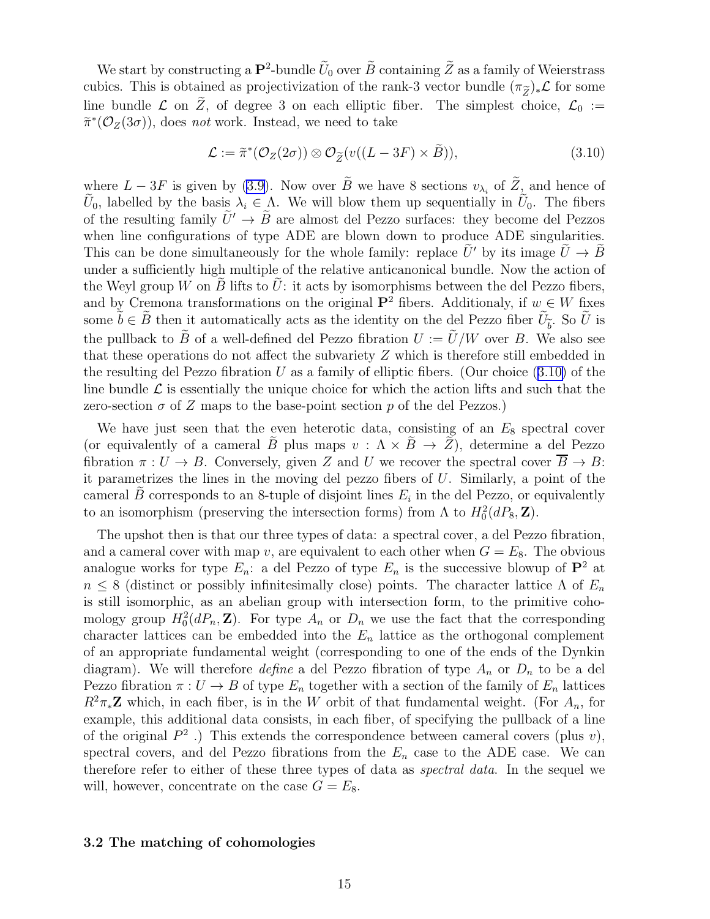We start by constructing a $\mathbf{P}^2$-bundle $\widetilde{U}_0$ over $\widetilde{B}$ containing $\widetilde{Z}$ as a family of Weierstrass cubics. This is obtained as projectivization of the rank-3 vector bundle $(\pi_{\widetilde{Z}})_*\mathcal{L}$ for some line bundle $\mathcal{L}$ on $\widetilde{Z}$, of degree 3 on each elliptic fiber. The simplest choice, $\mathcal{L}_0 := \widetilde{\pi}^*(\mathcal{O}_Z(3\sigma))$, does *not* work. Instead, we need to take

$$\mathcal{L} := \widetilde{\pi}^*(\mathcal{O}_Z(2\sigma)) \otimes \mathcal{O}_{\widetilde{Z}}(v((L-3F)\times \widetilde{B})), \tag{3.10}$$

where $L-3F$ is given by (3.9). Now over $\widetilde{B}$ we have 8 sections $v_{\lambda_i}$ of $\widetilde{Z}$, and hence of $\widetilde{U}_0$, labelled by the basis $\lambda_i \in \Lambda$. We will blow them up sequentially in $\widetilde{U}_0$. The fibers of the resulting family $\widetilde{U}' \to \widetilde{B}$ are almost del Pezzo surfaces: they become del Pezzos when line configurations of type ADE are blown down to produce ADE singularities. This can be done simultaneously for the whole family: replace $\widetilde{U}'$ by its image $\widetilde{U} \to \widetilde{B}$ under a sufficiently high multiple of the relative anticanonical bundle. Now the action of the Weyl group $W$ on $\widetilde{B}$ lifts to $\widetilde{U}$: it acts by isomorphisms between the del Pezzo fibers, and by Cremona transformations on the original $\mathbf{P}^2$ fibers. Additionaly, if $w \in W$ fixes some $\widetilde{b} \in \widetilde{B}$ then it automatically acts as the identity on the del Pezzo fiber $\widetilde{U}_{\widetilde{b}}$. So $\widetilde{U}$ is the pullback to $\widetilde{B}$ of a well-defined del Pezzo fibration $U := \widetilde{U}/W$ over $B$. We also see that these operations do not affect the subvariety $Z$ which is therefore still embedded in the resulting del Pezzo fibration $U$ as a family of elliptic fibers. (Our choice (3.10) of the line bundle $\mathcal{L}$ is essentially the unique choice for which the action lifts and such that the zero-section $\sigma$ of $Z$ maps to the base-point section $p$ of the del Pezzos.)

We have just seen that the even heterotic data, consisting of an $E_8$ spectral cover (or equivalently of a cameral $\widetilde{B}$ plus maps $v : \Lambda \times \widetilde{B} \to \widetilde{Z}$), determine a del Pezzo fibration $\pi : U \to B$. Conversely, given $Z$ and $U$ we recover the spectral cover $\overline{B} \to B$: it parametrizes the lines in the moving del pezzo fibers of $U$. Similarly, a point of the cameral $\widetilde{B}$ corresponds to an 8-tuple of disjoint lines $E_i$ in the del Pezzo, or equivalently to an isomorphism (preserving the intersection forms) from $\Lambda$ to $H^2_0(dP_8, \mathbf{Z})$.

The upshot then is that our three types of data: a spectral cover, a del Pezzo fibration, and a cameral cover with map $v$, are equivalent to each other when $G = E_8$. The obvious analogue works for type $E_n$: a del Pezzo of type $E_n$ is the successive blowup of $\mathbf{P}^2$ at $n \leq 8$ (distinct or possibly infinitesimally close) points. The character lattice $\Lambda$ of $E_n$ is still isomorphic, as an abelian group with intersection form, to the primitive cohomology group $H^2_0(dP_n, \mathbf{Z})$. For type $A_n$ or $D_n$ we use the fact that the corresponding character lattices can be embedded into the $E_n$ lattice as the orthogonal complement of an appropriate fundamental weight (corresponding to one of the ends of the Dynkin diagram). We will therefore *define* a del Pezzo fibration of type $A_n$ or $D_n$ to be a del Pezzo fibration $\pi : U \to B$ of type $E_n$ together with a section of the family of $E_n$ lattices $R^2\pi_*\mathbf{Z}$ which, in each fiber, is in the $W$ orbit of that fundamental weight. (For $A_n$, for example, this additional data consists, in each fiber, of specifying the pullback of a line of the original $P^2$ .) This extends the correspondence between cameral covers (plus $v$), spectral covers, and del Pezzo fibrations from the $E_n$ case to the ADE case. We can therefore refer to either of these three types of data as *spectral data*. In the sequel we will, however, concentrate on the case $G = E_8$.

### 3.2 The matching of cohomologies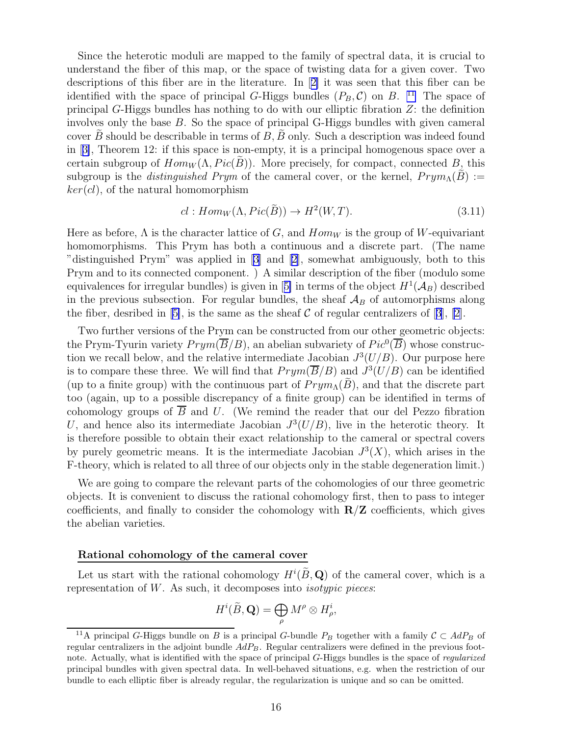Since the heterotic moduli are mapped to the family of spectral data, it is crucial to understand the fiber of this map, or the space of twisting data for a given cover. Two descriptions of this fiber are in the literature. In [2] it was seen that this fiber can be identified with the space of principal $G$-Higgs bundles $(P_B, \mathcal{C})$ on $B$. [11] The space of principal $G$-Higgs bundles has nothing to do with our elliptic fibration $Z$: the definition involves only the base $B$. So the space of principal G-Higgs bundles with given cameral cover $\widetilde{B}$ should be describable in terms of $B, \widetilde{B}$ only. Such a description was indeed found in [3], Theorem 12: if this space is non-empty, it is a principal homogenous space over a certain subgroup of $Hom_W(\Lambda, Pic(\widetilde{B}))$. More precisely, for compact, connected $B$, this subgroup is the *distinguished Prym* of the cameral cover, or the kernel, $Prym_\Lambda(\widetilde{B}) := ker(cl)$, of the natural homomorphism

$$cl : Hom_W(\Lambda, Pic(\widetilde{B})) \to H^2(W, T). \tag{3.11}$$

Here as before, $\Lambda$ is the character lattice of $G$, and $Hom_W$ is the group of $W$-equivariant homomorphisms. This Prym has both a continuous and a discrete part. (The name "distinguished Prym" was applied in [3] and [2], somewhat ambiguously, both to this Prym and to its connected component. ) A similar description of the fiber (modulo some equivalences for irregular bundles) is given in [5] in terms of the object $H^1(\mathcal{A}_B)$ described in the previous subsection. For regular bundles, the sheaf $\mathcal{A}_B$ of automorphisms along the fiber, desribed in [5], is the same as the sheaf $\mathcal{C}$ of regular centralizers of [3], [2].

Two further versions of the Prym can be constructed from our other geometric objects: the Prym-Tyurin variety $Prym(\overline{B}/B)$, an abelian subvariety of $Pic^0(\overline{B})$ whose construction we recall below, and the relative intermediate Jacobian $J^3(U/B)$. Our purpose here is to compare these three. We will find that $Prym(\overline{B}/B)$ and $J^3(U/B)$ can be identified (up to a finite group) with the continuous part of $Prym_\Lambda(\widetilde{B})$, and that the discrete part too (again, up to a possible discrepancy of a finite group) can be identified in terms of cohomology groups of $\overline{B}$ and $U$. (We remind the reader that our del Pezzo fibration $U$, and hence also its intermediate Jacobian $J^3(U/B)$, live in the heterotic theory. It is therefore possible to obtain their exact relationship to the cameral or spectral covers by purely geometric means. It is the intermediate Jacobian $J^3(X)$, which arises in the F-theory, which is related to all three of our objects only in the stable degeneration limit.)

We are going to compare the relevant parts of the cohomologies of our three geometric objects. It is convenient to discuss the rational cohomology first, then to pass to integer coefficients, and finally to consider the cohomology with $\mathbf{R}/\mathbf{Z}$ coefficients, which gives the abelian varieties.

**Rational cohomology of the cameral cover**

Let us start with the rational cohomology $H^i(\widetilde{B}, \mathbf{Q})$ of the cameral cover, which is a representation of $W$. As such, it decomposes into *isotypic pieces*:

$$H^i(\widetilde{B}, \mathbf{Q}) = \bigoplus_\rho M^\rho \otimes H^i_\rho,$$

[11] A principal $G$-Higgs bundle on $B$ is a principal $G$-bundle $P_B$ together with a family $\mathcal{C} \subset AdP_B$ of regular centralizers in the adjoint bundle $AdP_B$. Regular centralizers were defined in the previous footnote. Actually, what is identified with the space of principal $G$-Higgs bundles is the space of *regularized* principal bundles with given spectral data. In well-behaved situations, e.g. when the restriction of our bundle to each elliptic fiber is already regular, the regularization is unique and so can be omitted.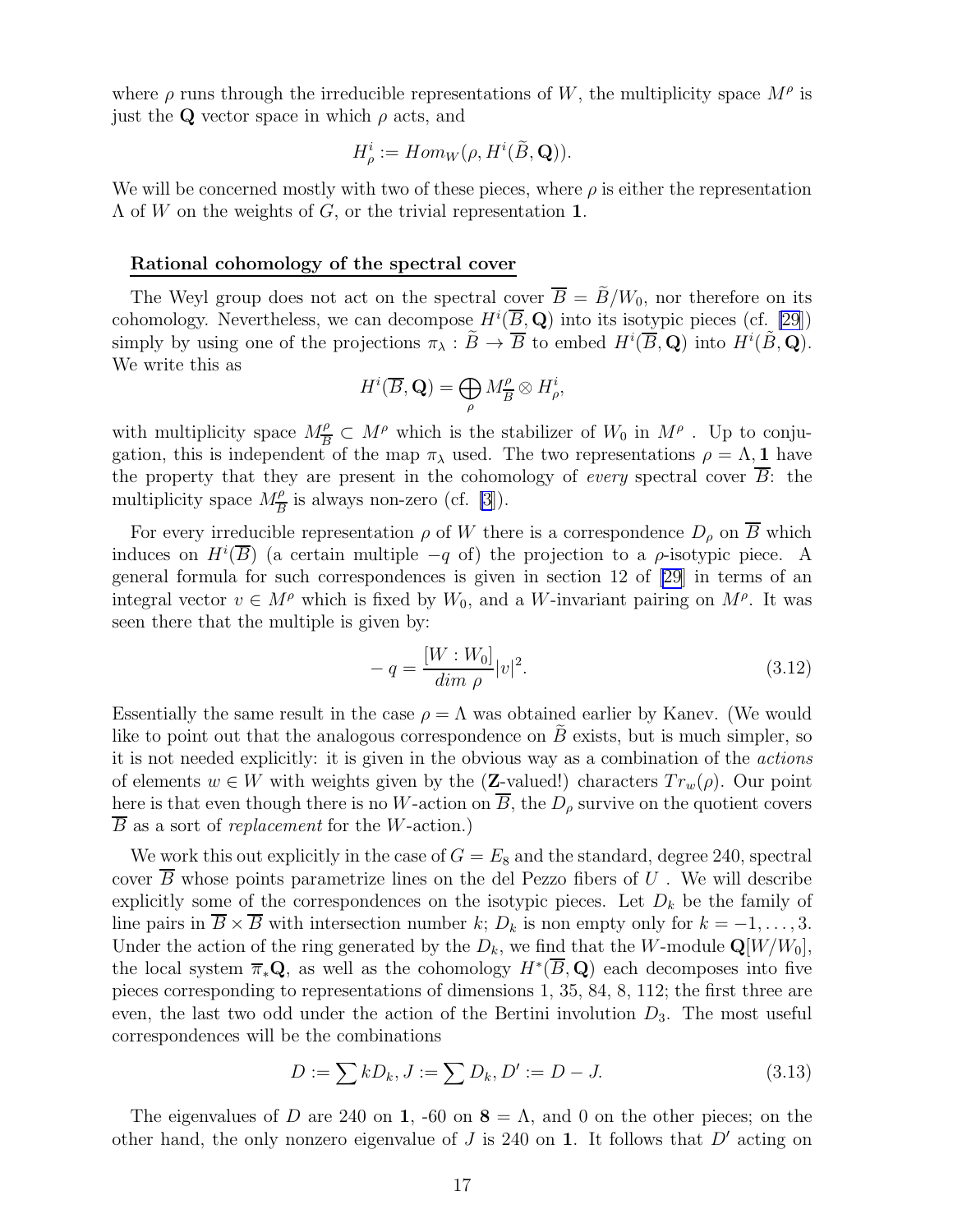where $\rho$ runs through the irreducible representations of $W$, the multiplicity space $M^\rho$ is just the $\mathbf{Q}$ vector space in which $\rho$ acts, and

$$H^i_\rho := Hom_W(\rho, H^i(\tilde{B}, \mathbf{Q})).$$

We will be concerned mostly with two of these pieces, where $\rho$ is either the representation $\Lambda$ of $W$ on the weights of $G$, or the trivial representation $\mathbf{1}$.

**Rational cohomology of the spectral cover**

The Weyl group does not act on the spectral cover $\overline{B} = \tilde{B}/W_0$, nor therefore on its cohomology. Nevertheless, we can decompose $H^i(\overline{B}, \mathbf{Q})$ into its isotypic pieces (cf. [29]) simply by using one of the projections $\pi_\lambda : \tilde{B} \to \overline{B}$ to embed $H^i(\overline{B}, \mathbf{Q})$ into $H^i(\tilde{B}, \mathbf{Q})$. We write this as

$$H^i(\overline{B}, \mathbf{Q}) = \bigoplus_\rho M^\rho_{\overline{B}} \otimes H^i_\rho,$$

with multiplicity space $M^\rho_{\overline{B}} \subset M^\rho$ which is the stabilizer of $W_0$ in $M^\rho$ . Up to conjugation, this is independent of the map $\pi_\lambda$ used. The two representations $\rho = \Lambda, \mathbf{1}$ have the property that they are present in the cohomology of *every* spectral cover $\overline{B}$: the multiplicity space $M^\rho_{\overline{B}}$ is always non-zero (cf. [3]).

For every irreducible representation $\rho$ of $W$ there is a correspondence $D_\rho$ on $\overline{B}$ which induces on $H^i(\overline{B})$ (a certain multiple $-q$ of) the projection to a $\rho$-isotypic piece. A general formula for such correspondences is given in section 12 of [29] in terms of an integral vector $v \in M^\rho$ which is fixed by $W_0$, and a $W$-invariant pairing on $M^\rho$. It was seen there that the multiple is given by:

$$-q = \frac{[W : W_0]}{dim\ \rho} |v|^2. \tag{3.12}$$

Essentially the same result in the case $\rho = \Lambda$ was obtained earlier by Kanev. (We would like to point out that the analogous correspondence on $\tilde{B}$ exists, but is much simpler, so it is not needed explicitly: it is given in the obvious way as a combination of the *actions* of elements $w \in W$ with weights given by the ($\mathbf{Z}$-valued!) characters $Tr_w(\rho)$. Our point here is that even though there is no $W$-action on $\overline{B}$, the $D_\rho$ survive on the quotient covers $\overline{B}$ as a sort of *replacement* for the $W$-action.)

We work this out explicitly in the case of $G = E_8$ and the standard, degree 240, spectral cover $\overline{B}$ whose points parametrize lines on the del Pezzo fibers of $U$ . We will describe explicitly some of the correspondences on the isotypic pieces. Let $D_k$ be the family of line pairs in $\overline{B} \times \overline{B}$ with intersection number $k$; $D_k$ is non empty only for $k = -1, \ldots, 3$. Under the action of the ring generated by the $D_k$, we find that the $W$-module $\mathbf{Q}[W/W_0]$, the local system $\overline{\pi}_* \mathbf{Q}$, as well as the cohomology $H^*(\overline{B}, \mathbf{Q})$ each decomposes into five pieces corresponding to representations of dimensions 1, 35, 84, 8, 112; the first three are even, the last two odd under the action of the Bertini involution $D_3$. The most useful correspondences will be the combinations

$$D := \sum kD_k, J := \sum D_k, D' := D - J. \tag{3.13}$$

The eigenvalues of $D$ are 240 on $\mathbf{1}$, -60 on $\mathbf{8} = \Lambda$, and 0 on the other pieces; on the other hand, the only nonzero eigenvalue of $J$ is 240 on $\mathbf{1}$. It follows that $D'$ acting on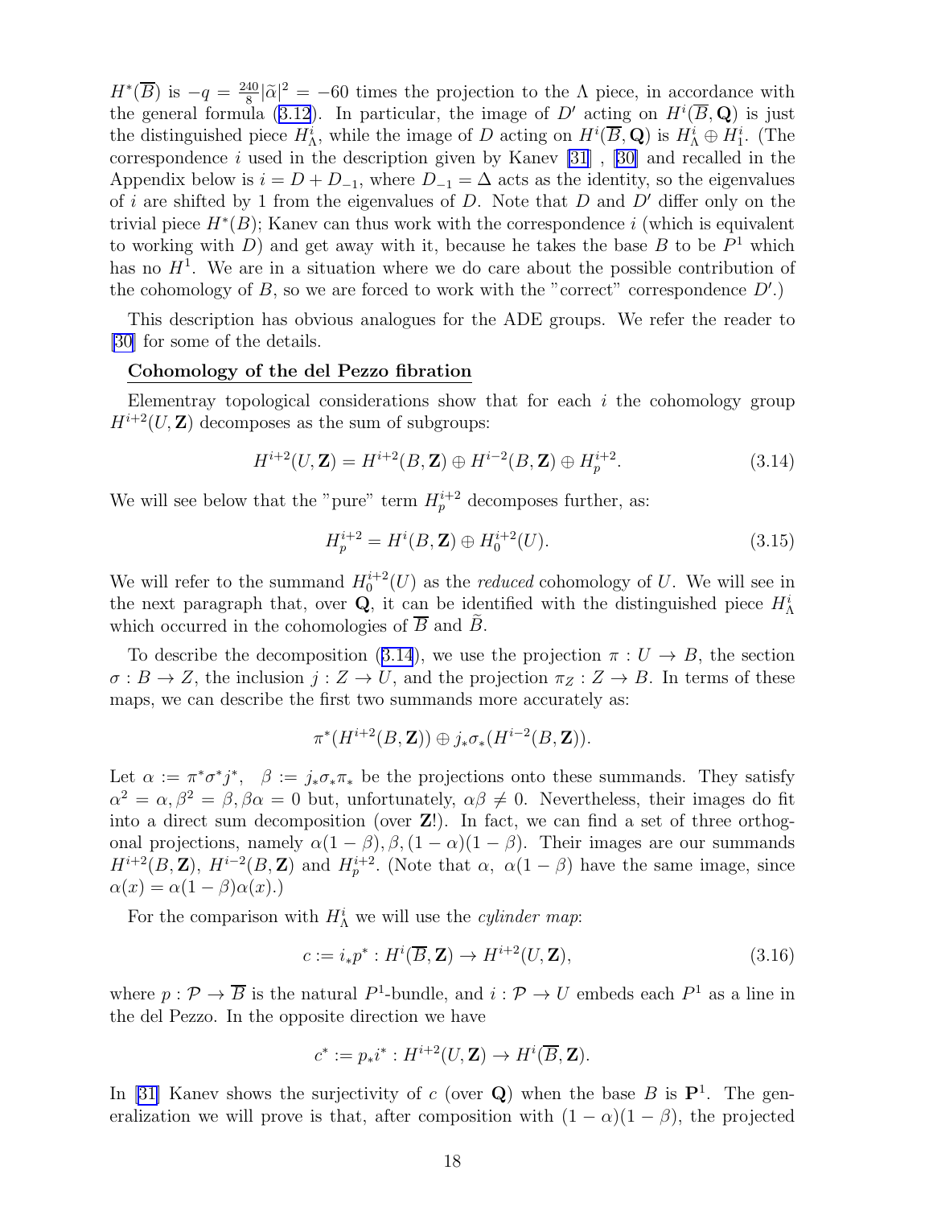$H^*(\overline{B})$ is $-q = \frac{240}{8}|\tilde{\alpha}|^2 = -60$ times the projection to the $\Lambda$ piece, in accordance with the general formula (3.12). In particular, the image of $D'$ acting on $H^i(\overline{B}, \mathbf{Q})$ is just the distinguished piece $H^i_\Lambda$, while the image of $D$ acting on $H^i(\overline{B}, \mathbf{Q})$ is $H^i_\Lambda \oplus H^i_1$. (The correspondence $i$ used in the description given by Kanev [31] , [30] and recalled in the Appendix below is $i = D + D_{-1}$, where $D_{-1} = \Delta$ acts as the identity, so the eigenvalues of $i$ are shifted by 1 from the eigenvalues of $D$. Note that $D$ and $D'$ differ only on the trivial piece $H^*(B)$; Kanev can thus work with the correspondence $i$ (which is equivalent to working with $D$) and get away with it, because he takes the base $B$ to be $P^1$ which has no $H^1$. We are in a situation where we do care about the possible contribution of the cohomology of $B$, so we are forced to work with the "correct" correspondence $D'$.)

This description has obvious analogues for the ADE groups. We refer the reader to [30] for some of the details.

**Cohomology of the del Pezzo fibration**

Elementray topological considerations show that for each $i$ the cohomology group $H^{i+2}(U, \mathbf{Z})$ decomposes as the sum of subgroups:

$$H^{i+2}(U, \mathbf{Z}) = H^{i+2}(B, \mathbf{Z}) \oplus H^{i-2}(B, \mathbf{Z}) \oplus H^{i+2}_p. \tag{3.14}$$

We will see below that the "pure" term $H^{i+2}_p$ decomposes further, as:

$$H^{i+2}_p = H^i(B, \mathbf{Z}) \oplus H^{i+2}_0(U). \tag{3.15}$$

We will refer to the summand $H^{i+2}_0(U)$ as the *reduced* cohomology of $U$. We will see in the next paragraph that, over $\mathbf{Q}$, it can be identified with the distinguished piece $H^i_\Lambda$ which occurred in the cohomologies of $\overline{B}$ and $\widetilde{B}$.

To describe the decomposition (3.14), we use the projection $\pi : U \to B$, the section $\sigma : B \to Z$, the inclusion $j : Z \to U$, and the projection $\pi_Z : Z \to B$. In terms of these maps, we can describe the first two summands more accurately as:

$$\pi^*(H^{i+2}(B, \mathbf{Z})) \oplus j_*\sigma_*(H^{i-2}(B, \mathbf{Z})).$$

Let $\alpha := \pi^*\sigma^*j^*$, $\beta := j_*\sigma_*\pi_*$ be the projections onto these summands. They satisfy $\alpha^2 = \alpha, \beta^2 = \beta, \beta\alpha = 0$ but, unfortunately, $\alpha\beta \neq 0$. Nevertheless, their images do fit into a direct sum decomposition (over $\mathbf{Z}$!). In fact, we can find a set of three orthogonal projections, namely $\alpha(1-\beta), \beta, (1-\alpha)(1-\beta)$. Their images are our summands $H^{i+2}(B, \mathbf{Z})$, $H^{i-2}(B, \mathbf{Z})$ and $H^{i+2}_p$. (Note that $\alpha$, $\alpha(1-\beta)$ have the same image, since $\alpha(x) = \alpha(1-\beta)\alpha(x)$.)

For the comparison with $H^i_\Lambda$ we will use the *cylinder map*:

$$c := i_*p^* : H^i(\overline{B}, \mathbf{Z}) \to H^{i+2}(U, \mathbf{Z}), \tag{3.16}$$

where $p : \mathcal{P} \to \overline{B}$ is the natural $P^1$-bundle, and $i : \mathcal{P} \to U$ embeds each $P^1$ as a line in the del Pezzo. In the opposite direction we have

$$c^* := p_*i^* : H^{i+2}(U, \mathbf{Z}) \to H^i(\overline{B}, \mathbf{Z}).$$

In [31] Kanev shows the surjectivity of $c$ (over $\mathbf{Q}$) when the base $B$ is $\mathbf{P}^1$. The generalization we will prove is that, after composition with $(1-\alpha)(1-\beta)$, the projected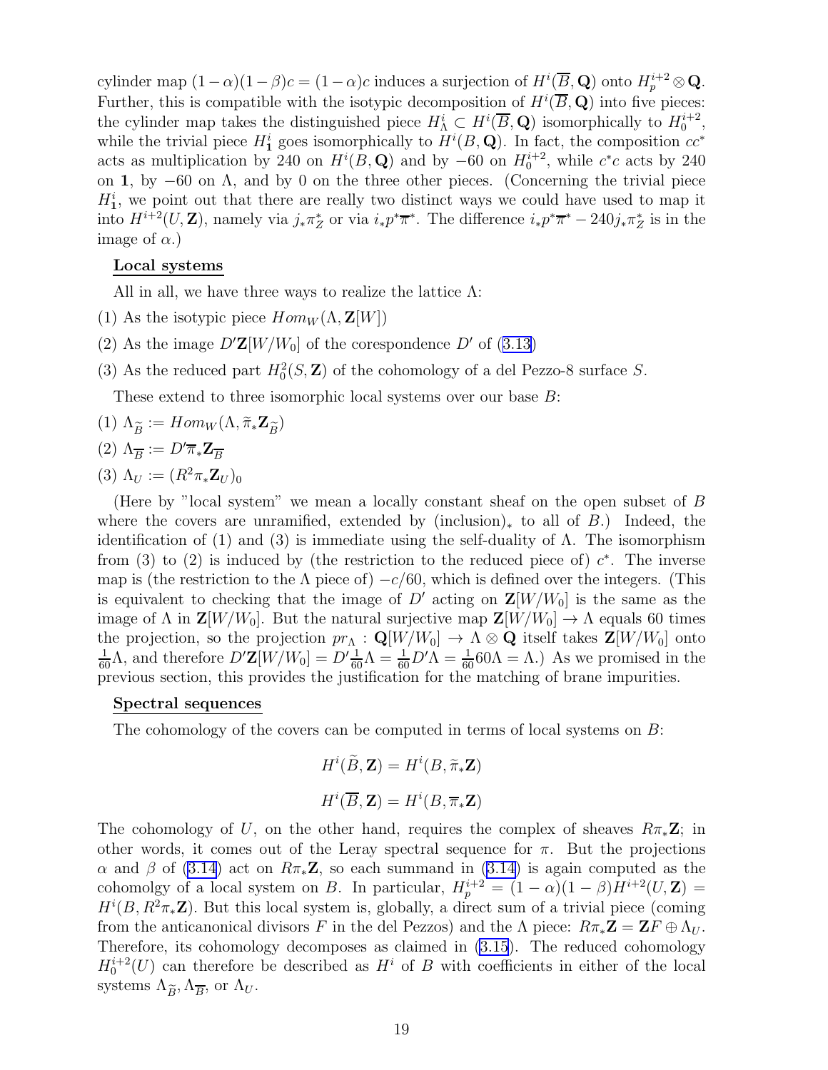cylinder map $(1-\alpha)(1-\beta)c = (1-\alpha)c$ induces a surjection of $H^i(\overline{B}, \mathbf{Q})$ onto $H_p^{i+2} \otimes \mathbf{Q}$. Further, this is compatible with the isotypic decomposition of $H^i(\overline{B}, \mathbf{Q})$ into five pieces: the cylinder map takes the distinguished piece $H^i_\Lambda \subset H^i(\overline{B}, \mathbf{Q})$ isomorphically to $H_0^{i+2}$, while the trivial piece $H^i_{\mathbf{1}}$ goes isomorphically to $H^i(B, \mathbf{Q})$. In fact, the composition $cc^*$ acts as multiplication by 240 on $H^i(B, \mathbf{Q})$ and by $-60$ on $H_0^{i+2}$, while $c^*c$ acts by 240 on $\mathbf{1}$, by $-60$ on $\Lambda$, and by 0 on the three other pieces. (Concerning the trivial piece $H^i_{\mathbf{1}}$, we point out that there are really two distinct ways we could have used to map it into $H^{i+2}(U, \mathbf{Z})$, namely via $j_* \pi_Z^*$ or via $i_* p^* \overline{\pi}^*$. The difference $i_* p^* \overline{\pi}^* - 240 j_* \pi_Z^*$ is in the image of $\alpha$.)

**Local systems**

All in all, we have three ways to realize the lattice $\Lambda$:

(1) As the isotypic piece $Hom_W(\Lambda, \mathbf{Z}[W])$

(2) As the image $D'\mathbf{Z}[W/W_0]$ of the corespondence $D'$ of (3.13)

(3) As the reduced part $H_0^2(S, \mathbf{Z})$ of the cohomology of a del Pezzo-8 surface $S$.

These extend to three isomorphic local systems over our base $B$:

(1) $\Lambda_{\widetilde{B}} := Hom_W(\Lambda, \widetilde{\pi}_* \mathbf{Z}_{\widetilde{B}})$

(2) $\Lambda_{\overline{B}} := D' \overline{\pi}_* \mathbf{Z}_{\overline{B}}$

(3) $\Lambda_U := (R^2 \pi_* \mathbf{Z}_U)_0$

(Here by "local system" we mean a locally constant sheaf on the open subset of $B$ where the covers are unramified, extended by (inclusion)$_*$ to all of $B$.) Indeed, the identification of (1) and (3) is immediate using the self-duality of $\Lambda$. The isomorphism from (3) to (2) is induced by (the restriction to the reduced piece of) $c^*$. The inverse map is (the restriction to the $\Lambda$ piece of) $-c/60$, which is defined over the integers. (This is equivalent to checking that the image of $D'$ acting on $\mathbf{Z}[W/W_0]$ is the same as the image of $\Lambda$ in $\mathbf{Z}[W/W_0]$. But the natural surjective map $\mathbf{Z}[W/W_0] \to \Lambda$ equals 60 times the projection, so the projection $pr_\Lambda : \mathbf{Q}[W/W_0] \to \Lambda \otimes \mathbf{Q}$ itself takes $\mathbf{Z}[W/W_0]$ onto $\frac{1}{60}\Lambda$, and therefore $D'\mathbf{Z}[W/W_0] = D'\frac{1}{60}\Lambda = \frac{1}{60}D'\Lambda = \frac{1}{60}60\Lambda = \Lambda$.) As we promised in the previous section, this provides the justification for the matching of brane impurities.

**Spectral sequences**

The cohomology of the covers can be computed in terms of local systems on $B$:

$$H^i(\widetilde{B}, \mathbf{Z}) = H^i(B, \widetilde{\pi}_* \mathbf{Z})$$

$$H^i(\overline{B}, \mathbf{Z}) = H^i(B, \overline{\pi}_* \mathbf{Z})$$

The cohomology of $U$, on the other hand, requires the complex of sheaves $R\pi_* \mathbf{Z}$; in other words, it comes out of the Leray spectral sequence for $\pi$. But the projections $\alpha$ and $\beta$ of (3.14) act on $R\pi_* \mathbf{Z}$, so each summand in (3.14) is again computed as the cohomolgy of a local system on $B$. In particular, $H_p^{i+2} = (1-\alpha)(1-\beta)H^{i+2}(U, \mathbf{Z}) = H^i(B, R^2 \pi_* \mathbf{Z})$. But this local system is, globally, a direct sum of a trivial piece (coming from the anticanonical divisors $F$ in the del Pezzos) and the $\Lambda$ piece: $R\pi_* \mathbf{Z} = \mathbf{Z}F \oplus \Lambda_U$. Therefore, its cohomology decomposes as claimed in (3.15). The reduced cohomology $H_0^{i+2}(U)$ can therefore be described as $H^i$ of $B$ with coefficients in either of the local systems $\Lambda_{\widetilde{B}}, \Lambda_{\overline{B}}$, or $\Lambda_U$.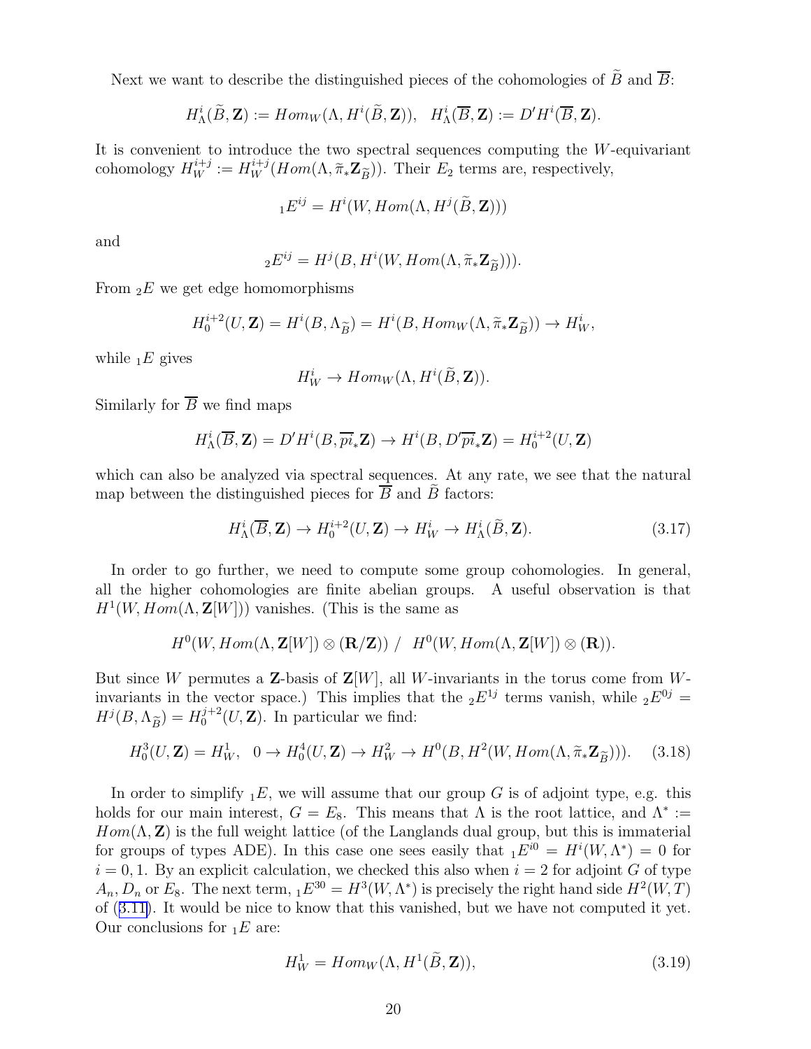Next we want to describe the distinguished pieces of the cohomologies of $\widetilde{B}$ and $\overline{B}$:

$$H^i_\Lambda(\widetilde{B}, \mathbf{Z}) := Hom_W(\Lambda, H^i(\widetilde{B}, \mathbf{Z})), \quad H^i_\Lambda(\overline{B}, \mathbf{Z}) := D' H^i(\overline{B}, \mathbf{Z}).$$

It is convenient to introduce the two spectral sequences computing the $W$-equivariant cohomology $H^{i+j}_W := H^{i+j}_W(Hom(\Lambda, \widetilde{\pi}_* \mathbf{Z}_{\widetilde{B}}))$. Their $E_2$ terms are, respectively,

$${}_1E^{ij} = H^i(W, Hom(\Lambda, H^j(\widetilde{B}, \mathbf{Z})))$$

and

$${}_2E^{ij} = H^j(B, H^i(W, Hom(\Lambda, \widetilde{\pi}_* \mathbf{Z}_{\widetilde{B}}))).$$

From ${}_2E$ we get edge homomorphisms

$$H^{i+2}_0(U, \mathbf{Z}) = H^i(B, \Lambda_{\widetilde{B}}) = H^i(B, Hom_W(\Lambda, \widetilde{\pi}_* \mathbf{Z}_{\widetilde{B}})) \to H^i_W,$$

while ${}_1E$ gives

$$H^i_W \to Hom_W(\Lambda, H^i(\widetilde{B}, \mathbf{Z})).$$

Similarly for $\overline{B}$ we find maps

$$H^i_\Lambda(\overline{B}, \mathbf{Z}) = D' H^i(B, \overline{pi}_* \mathbf{Z}) \to H^i(B, D' \overline{pi}_* \mathbf{Z}) = H^{i+2}_0(U, \mathbf{Z})$$

which can also be analyzed via spectral sequences. At any rate, we see that the natural map between the distinguished pieces for $\overline{B}$ and $\widetilde{B}$ factors:

$$H^i_\Lambda(\overline{B}, \mathbf{Z}) \to H^{i+2}_0(U, \mathbf{Z}) \to H^i_W \to H^i_\Lambda(\widetilde{B}, \mathbf{Z}). \tag{3.17}$$

In order to go further, we need to compute some group cohomologies. In general, all the higher cohomologies are finite abelian groups. A useful observation is that $H^1(W, Hom(\Lambda, \mathbf{Z}[W]))$ vanishes. (This is the same as

$$H^0(W, Hom(\Lambda, \mathbf{Z}[W]) \otimes (\mathbf{R}/\mathbf{Z})) \; / \; H^0(W, Hom(\Lambda, \mathbf{Z}[W]) \otimes (\mathbf{R})).$$

But since $W$ permutes a $\mathbf{Z}$-basis of $\mathbf{Z}[W]$, all $W$-invariants in the torus come from $W$-invariants in the vector space.) This implies that the ${}_2E^{1j}$ terms vanish, while ${}_2E^{0j} = H^j(B, \Lambda_{\widetilde{B}}) = H^{j+2}_0(U, \mathbf{Z})$. In particular we find:

$$H^3_0(U, \mathbf{Z}) = H^1_W, \quad 0 \to H^4_0(U, \mathbf{Z}) \to H^2_W \to H^0(B, H^2(W, Hom(\Lambda, \widetilde{\pi}_* \mathbf{Z}_{\widetilde{B}}))). \tag{3.18}$$

In order to simplify ${}_1E$, we will assume that our group $G$ is of adjoint type, e.g. this holds for our main interest, $G = E_8$. This means that $\Lambda$ is the root lattice, and $\Lambda^* := Hom(\Lambda, \mathbf{Z})$ is the full weight lattice (of the Langlands dual group, but this is immaterial for groups of types ADE). In this case one sees easily that ${}_1E^{i0} = H^i(W, \Lambda^*) = 0$ for $i = 0, 1$. By an explicit calculation, we checked this also when $i = 2$ for adjoint $G$ of type $A_n, D_n$ or $E_8$. The next term, ${}_1E^{30} = H^3(W, \Lambda^*)$ is precisely the right hand side $H^2(W, T)$ of (3.11). It would be nice to know that this vanished, but we have not computed it yet. Our conclusions for ${}_1E$ are:

$$H^1_W = Hom_W(\Lambda, H^1(\widetilde{B}, \mathbf{Z})), \tag{3.19}$$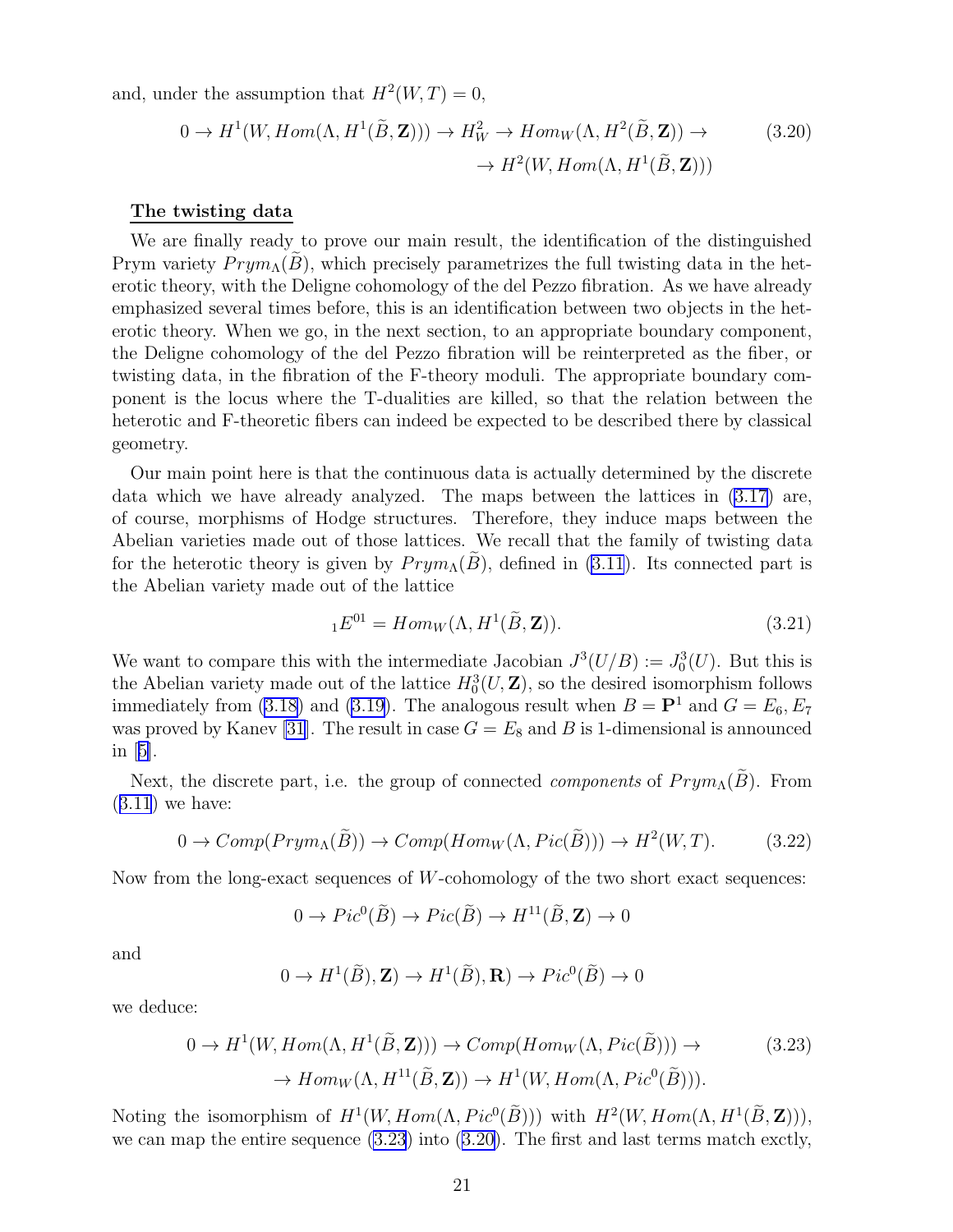and, under the assumption that $H^2(W,T)=0$,

$$0 \to H^1(W, Hom(\Lambda, H^1(\tilde{B}, \mathbf{Z}))) \to H^2_W \to Hom_W(\Lambda, H^2(\tilde{B}, \mathbf{Z})) \to \tag{3.20}$$
$$\to H^2(W, Hom(\Lambda, H^1(\tilde{B}, \mathbf{Z})))$$

**The twisting data**

We are finally ready to prove our main result, the identification of the distinguished Prym variety $Prym_\Lambda(\tilde{B})$, which precisely parametrizes the full twisting data in the heterotic theory, with the Deligne cohomology of the del Pezzo fibration. As we have already emphasized several times before, this is an identification between two objects in the heterotic theory. When we go, in the next section, to an appropriate boundary component, the Deligne cohomology of the del Pezzo fibration will be reinterpreted as the fiber, or twisting data, in the fibration of the F-theory moduli. The appropriate boundary component is the locus where the T-dualities are killed, so that the relation between the heterotic and F-theoretic fibers can indeed be expected to be described there by classical geometry.

Our main point here is that the continuous data is actually determined by the discrete data which we have already analyzed. The maps between the lattices in (3.17) are, of course, morphisms of Hodge structures. Therefore, they induce maps between the Abelian varieties made out of those lattices. We recall that the family of twisting data for the heterotic theory is given by $Prym_\Lambda(\tilde{B})$, defined in (3.11). Its connected part is the Abelian variety made out of the lattice

$${}_1E^{01} = Hom_W(\Lambda, H^1(\tilde{B}, \mathbf{Z})). \tag{3.21}$$

We want to compare this with the intermediate Jacobian $J^3(U/B) := J^3_0(U)$. But this is the Abelian variety made out of the lattice $H^3_0(U, \mathbf{Z})$, so the desired isomorphism follows immediately from (3.18) and (3.19). The analogous result when $B = \mathbf{P}^1$ and $G = E_6, E_7$ was proved by Kanev [31]. The result in case $G = E_8$ and $B$ is 1-dimensional is announced in [5].

Next, the discrete part, i.e. the group of connected *components* of $Prym_\Lambda(\tilde{B})$. From (3.11) we have:

$$0 \to Comp(Prym_\Lambda(\tilde{B})) \to Comp(Hom_W(\Lambda, Pic(\tilde{B}))) \to H^2(W,T). \tag{3.22}$$

Now from the long-exact sequences of $W$-cohomology of the two short exact sequences:

$$0 \to Pic^0(\tilde{B}) \to Pic(\tilde{B}) \to H^{11}(\tilde{B}, \mathbf{Z}) \to 0$$

and

$$0 \to H^1(\tilde{B}), \mathbf{Z}) \to H^1(\tilde{B}), \mathbf{R}) \to Pic^0(\tilde{B}) \to 0$$

we deduce:

$$0 \to H^1(W, Hom(\Lambda, H^1(\tilde{B}, \mathbf{Z}))) \to Comp(Hom_W(\Lambda, Pic(\tilde{B}))) \to \tag{3.23}$$
$$\to Hom_W(\Lambda, H^{11}(\tilde{B}, \mathbf{Z})) \to H^1(W, Hom(\Lambda, Pic^0(\tilde{B}))).$$

Noting the isomorphism of $H^1(W, Hom(\Lambda, Pic^0(\tilde{B})))$ with $H^2(W, Hom(\Lambda, H^1(\tilde{B}, \mathbf{Z})))$, we can map the entire sequence (3.23) into (3.20). The first and last terms match exctly,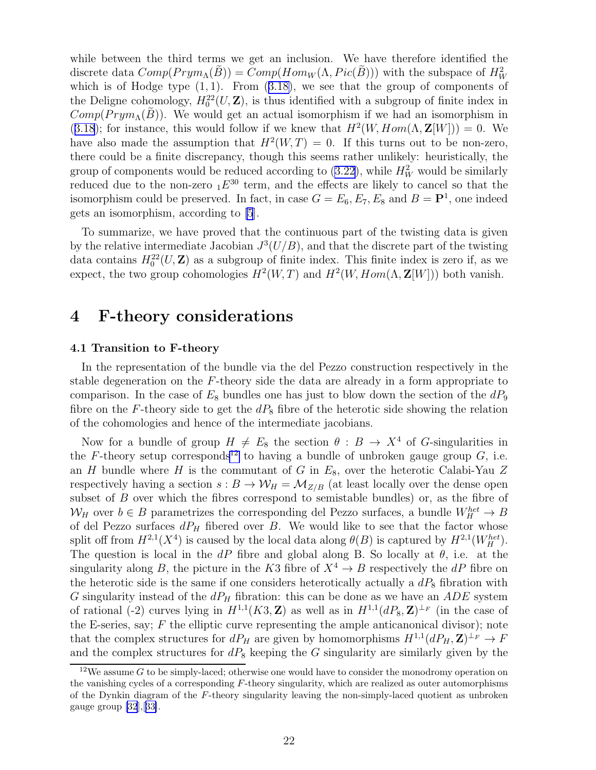while between the third terms we get an inclusion. We have therefore identified the discrete data $Comp(Prym_\Lambda(\widetilde{B})) = Comp(Hom_W(\Lambda, Pic(\widetilde{B})))$ with the subspace of $H^2_W$ which is of Hodge type $(1,1)$. From (3.18), we see that the group of components of the Deligne cohomology, $H^{22}_0(U, \mathbf{Z})$, is thus identified with a subgroup of finite index in $Comp(Prym_\Lambda(\widetilde{B}))$. We would get an actual isomorphism if we had an isomorphism in (3.18); for instance, this would follow if we knew that $H^2(W, Hom(\Lambda, \mathbf{Z}[W])) = 0$. We have also made the assumption that $H^2(W,T) = 0$. If this turns out to be non-zero, there could be a finite discrepancy, though this seems rather unlikely: heuristically, the group of components would be reduced according to (3.22), while $H^2_W$ would be similarly reduced due to the non-zero ${}_1E^{30}$ term, and the effects are likely to cancel so that the isomorphism could be preserved. In fact, in case $G = E_6, E_7, E_8$ and $B = \mathbf{P}^1$, one indeed gets an isomorphism, according to [5].

To summarize, we have proved that the continuous part of the twisting data is given by the relative intermediate Jacobian $J^3(U/B)$, and that the discrete part of the twisting data contains $H^{22}_0(U, \mathbf{Z})$ as a subgroup of finite index. This finite index is zero if, as we expect, the two group cohomologies $H^2(W,T)$ and $H^2(W, Hom(\Lambda, \mathbf{Z}[W]))$ both vanish.

# 4 F-theory considerations

### 4.1 Transition to F-theory

In the representation of the bundle via the del Pezzo construction respectively in the stable degeneration on the $F$-theory side the data are already in a form appropriate to comparison. In the case of $E_8$ bundles one has just to blow down the section of the $dP_9$ fibre on the $F$-theory side to get the $dP_8$ fibre of the heterotic side showing the relation of the cohomologies and hence of the intermediate jacobians.

Now for a bundle of group $H \neq E_8$ the section $\theta : B \to X^4$ of $G$-singularities in the $F$-theory setup corresponds[12] to having a bundle of unbroken gauge group $G$, i.e. an $H$ bundle where $H$ is the commutant of $G$ in $E_8$, over the heterotic Calabi-Yau $Z$ respectively having a section $s : B \to \mathcal{W}_H = \mathcal{M}_{Z/B}$ (at least locally over the dense open subset of $B$ over which the fibres correspond to semistable bundles) or, as the fibre of $\mathcal{W}_H$ over $b \in B$ parametrizes the corresponding del Pezzo surfaces, a bundle $W^{het}_H \to B$ of del Pezzo surfaces $dP_H$ fibered over $B$. We would like to see that the factor whose split off from $H^{2,1}(X^4)$ is caused by the local data along $\theta(B)$ is captured by $H^{2,1}(W^{het}_H)$. The question is local in the $dP$ fibre and global along B. So locally at $\theta$, i.e. at the singularity along $B$, the picture in the $K3$ fibre of $X^4 \to B$ respectively the $dP$ fibre on the heterotic side is the same if one considers heterotically actually a $dP_8$ fibration with $G$ singularity instead of the $dP_H$ fibration: this can be done as we have an $ADE$ system of rational (-2) curves lying in $H^{1,1}(K3, \mathbf{Z})$ as well as in $H^{1,1}(dP_8, \mathbf{Z})^{\perp_F}$ (in the case of the E-series, say; $F$ the elliptic curve representing the ample anticanonical divisor); note that the complex structures for $dP_H$ are given by homomorphisms $H^{1,1}(dP_H, \mathbf{Z})^{\perp_F} \to F$ and the complex structures for $dP_8$ keeping the $G$ singularity are similarly given by the

[12] We assume $G$ to be simply-laced; otherwise one would have to consider the monodromy operation on the vanishing cycles of a corresponding $F$-theory singularity, which are realized as outer automorphisms of the Dynkin diagram of the $F$-theory singularity leaving the non-simply-laced quotient as unbroken gauge group [32],[33].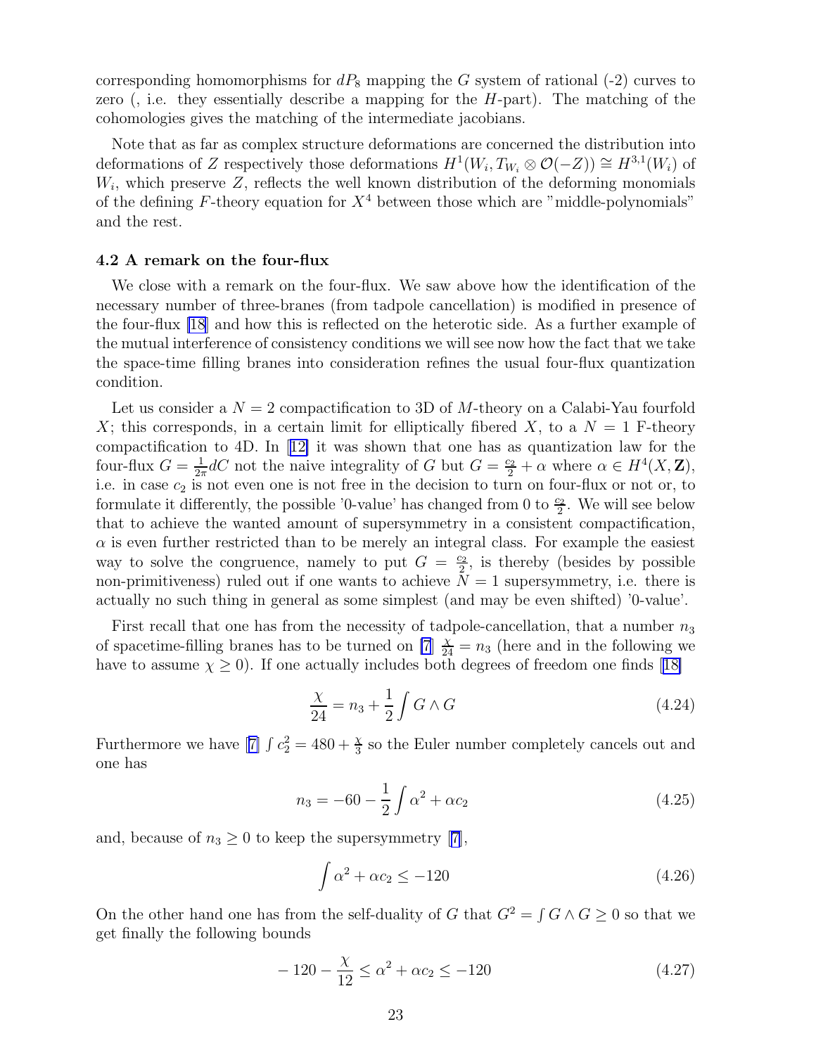corresponding homomorphisms for $dP_8$ mapping the $G$ system of rational (-2) curves to zero (, i.e. they essentially describe a mapping for the $H$-part). The matching of the cohomologies gives the matching of the intermediate jacobians.

Note that as far as complex structure deformations are concerned the distribution into deformations of $Z$ respectively those deformations $H^1(W_i, T_{W_i} \otimes \mathcal{O}(-Z)) \cong H^{3,1}(W_i)$ of $W_i$, which preserve $Z$, reflects the well known distribution of the deforming monomials of the defining $F$-theory equation for $X^4$ between those which are "middle-polynomials" and the rest.

### 4.2 A remark on the four-flux

We close with a remark on the four-flux. We saw above how the identification of the necessary number of three-branes (from tadpole cancellation) is modified in presence of the four-flux [18] and how this is reflected on the heterotic side. As a further example of the mutual interference of consistency conditions we will see now how the fact that we take the space-time filling branes into consideration refines the usual four-flux quantization condition.

Let us consider a $N = 2$ compactification to 3D of $M$-theory on a Calabi-Yau fourfold $X$; this corresponds, in a certain limit for elliptically fibered $X$, to a $N = 1$ F-theory compactification to 4D. In [12] it was shown that one has as quantization law for the four-flux $G = \frac{1}{2\pi}dC$ not the naive integrality of $G$ but $G = \frac{c_2}{2} + \alpha$ where $\alpha \in H^4(X, \mathbf{Z})$, i.e. in case $c_2$ is not even one is not free in the decision to turn on four-flux or not or, to formulate it differently, the possible '0-value' has changed from 0 to $\frac{c_2}{2}$. We will see below that to achieve the wanted amount of supersymmetry in a consistent compactification, $\alpha$ is even further restricted than to be merely an integral class. For example the easiest way to solve the congruence, namely to put $G = \frac{c_2}{2}$, is thereby (besides by possible non-primitiveness) ruled out if one wants to achieve $N = 1$ supersymmetry, i.e. there is actually no such thing in general as some simplest (and may be even shifted) '0-value'.

First recall that one has from the necessity of tadpole-cancellation, that a number $n_3$ of spacetime-filling branes has to be turned on [7] $\frac{\chi}{24} = n_3$ (here and in the following we have to assume $\chi \geq 0$). If one actually includes both degrees of freedom one finds [18]

$$\frac{\chi}{24} = n_3 + \frac{1}{2}\int G \wedge G \tag{4.24}$$

Furthermore we have [7] $\int c_2^2 = 480 + \frac{\chi}{3}$ so the Euler number completely cancels out and one has

$$n_3 = -60 - \frac{1}{2}\int \alpha^2 + \alpha c_2 \tag{4.25}$$

and, because of $n_3 \geq 0$ to keep the supersymmetry [7],

$$\int \alpha^2 + \alpha c_2 \leq -120 \tag{4.26}$$

On the other hand one has from the self-duality of $G$ that $G^2 = \int G \wedge G \geq 0$ so that we get finally the following bounds

$$-120 - \frac{\chi}{12} \leq \alpha^2 + \alpha c_2 \leq -120 \tag{4.27}$$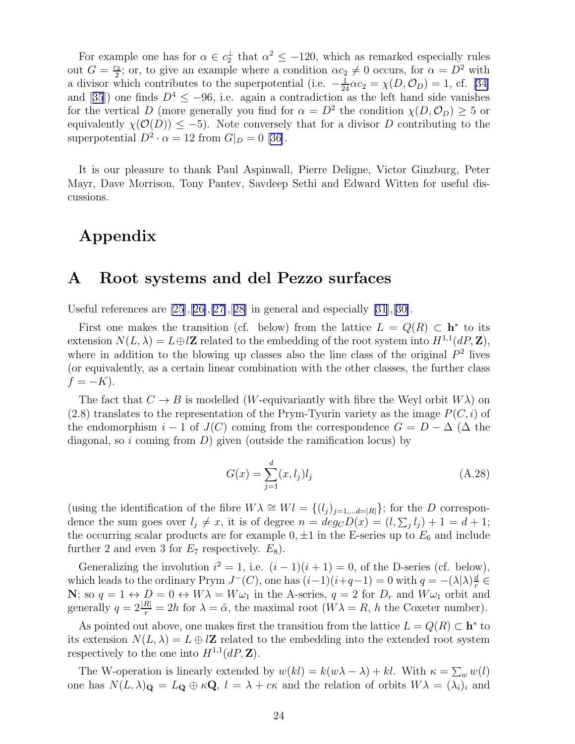For example one has for $\alpha \in c_2^{\perp}$ that $\alpha^2 \leq -120$, which as remarked especially rules out $G = \frac{c_2}{2}$; or, to give an example where a condition $\alpha c_2 \neq 0$ occurs, for $\alpha = D^2$ with a divisor which contributes to the superpotential (i.e. $-\frac{1}{24}\alpha c_2 = \chi(D, \mathcal{O}_D) = 1$, cf. [34] and [35]) one finds $D^4 \leq -96$, i.e. again a contradiction as the left hand side vanishes for the vertical $D$ (more generally you find for $\alpha = D^2$ the condition $\chi(D, \mathcal{O}_D) \geq 5$ or equivalently $\chi(\mathcal{O}(D)) \leq -5$). Note conversely that for a divisor $D$ contributing to the superpotential $D^2 \cdot \alpha = 12$ from $G|_D = 0$ [36].

It is our pleasure to thank Paul Aspinwall, Pierre Deligne, Victor Ginzburg, Peter Mayr, Dave Morrison, Tony Pantev, Savdeep Sethi and Edward Witten for useful discussions.

# Appendix

## A Root systems and del Pezzo surfaces

Useful references are [25],[26],[27],[28] in general and especially [31],[30].

First one makes the transition (cf. below) from the lattice $L = Q(R) \subset \mathbf{h}^*$ to its extension $N(L, \lambda) = L \oplus l\mathbf{Z}$ related to the embedding of the root system into $H^{1,1}(dP, \mathbf{Z})$, where in addition to the blowing up classes also the line class of the original $P^2$ lives (or equivalently, as a certain linear combination with the other classes, the further class $f = -K$).

The fact that $C \to B$ is modelled ($W$-equivariantly with fibre the Weyl orbit $W\lambda$) on (2.8) translates to the representation of the Prym-Tyurin variety as the image $P(C, i)$ of the endomorphism $i - 1$ of $J(C)$ coming from the correspondence $G = D - \Delta$ ($\Delta$ the diagonal, so $i$ coming from $D$) given (outside the ramification locus) by

$$G(x) = \sum_{j=1}^{d} (x, l_j) l_j \tag{A.28}$$

(using the identification of the fibre $W\lambda \cong Wl = \{(l_j)_{j=1,\dots d=|R|}\}$; for the $D$ correspondence the sum goes over $l_j \neq x$, it is of degree $n = deg_C D(x) = (l, \sum_j l_j) + 1 = d + 1$; the occurring scalar products are for example $0, \pm 1$ in the E-series up to $E_6$ and include further 2 and even 3 for $E_7$ respectively. $E_8$).

Generalizing the involution $i^2 = 1$, i.e. $(i-1)(i+1) = 0$, of the D-series (cf. below), which leads to the ordinary Prym $J^-(C)$, one has $(i-1)(i+q-1) = 0$ with $q = -(\lambda|\lambda)\frac{d}{r} \in \mathbf{N}$; so $q = 1 \leftrightarrow D = 0 \leftrightarrow W\lambda = W\omega_1$ in the A-series, $q = 2$ for $D_r$ and $W\omega_1$ orbit and generally $q = 2\frac{|R|}{r} = 2h$ for $\lambda = \tilde{\alpha}$, the maximal root ($W\lambda = R$, $h$ the Coxeter number).

As pointed out above, one makes first the transition from the lattice $L = Q(R) \subset \mathbf{h}^*$ to its extension $N(L, \lambda) = L \oplus l\mathbf{Z}$ related to the embedding into the extended root system respectively to the one into $H^{1,1}(dP, \mathbf{Z})$.

The W-operation is linearly extended by $w(kl) = k(w\lambda - \lambda) + kl$. With $\kappa = \sum_w w(l)$ one has $N(L, \lambda)_{\mathbf{Q}} = L_{\mathbf{Q}} \oplus \kappa\mathbf{Q}$, $l = \lambda + c\kappa$ and the relation of orbits $W\lambda = (\lambda_i)_i$ and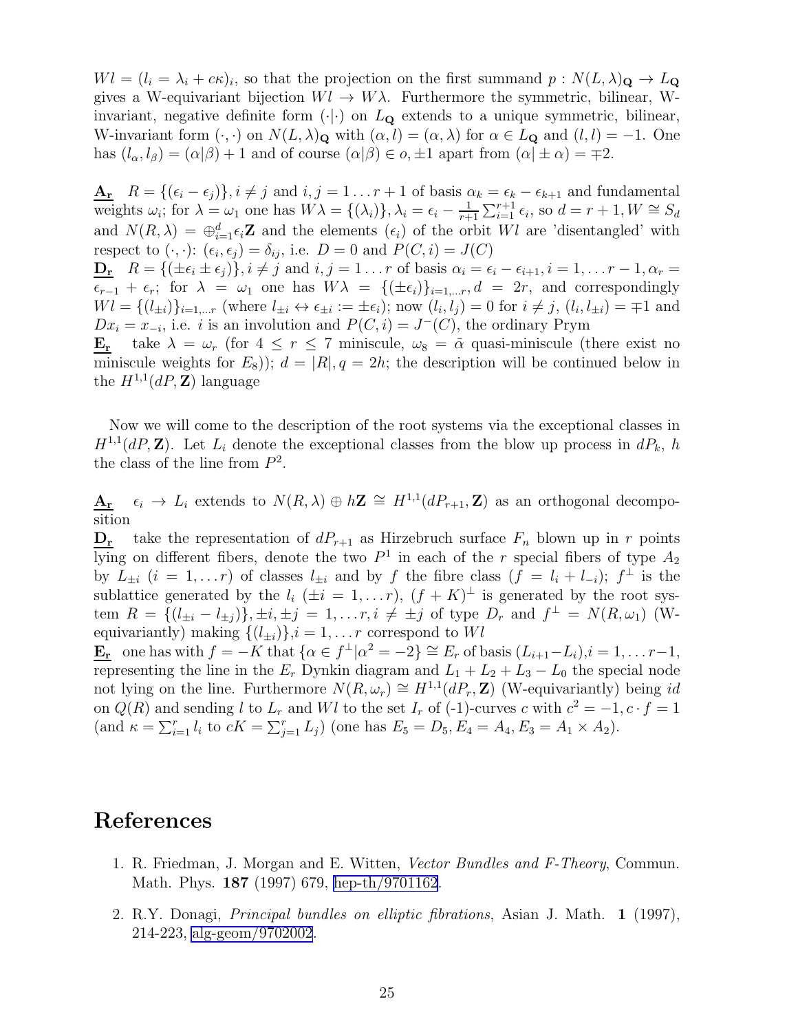$Wl = (l_i = \lambda_i + c\kappa)_i$, so that the projection on the first summand $p : N(L, \lambda)_{\mathbf{Q}} \to L_{\mathbf{Q}}$ gives a W-equivariant bijection $Wl \to W\lambda$. Furthermore the symmetric, bilinear, W-invariant, negative definite form $(\cdot|\cdot)$ on $L_{\mathbf{Q}}$ extends to a unique symmetric, bilinear, W-invariant form $(\cdot, \cdot)$ on $N(L, \lambda)_{\mathbf{Q}}$ with $(\alpha, l) = (\alpha, \lambda)$ for $\alpha \in L_{\mathbf{Q}}$ and $(l, l) = -1$. One has $(l_\alpha, l_\beta) = (\alpha|\beta) + 1$ and of course $(\alpha|\beta) \in o, \pm 1$ apart from $(\alpha| \pm \alpha) = \mp 2$.

$\underline{\mathbf{A_r}}$ $R = \{(\epsilon_i - \epsilon_j)\}, i \neq j$ and $i, j = 1 \dots r+1$ of basis $\alpha_k = \epsilon_k - \epsilon_{k+1}$ and fundamental weights $\omega_i$; for $\lambda = \omega_1$ one has $W\lambda = \{(\lambda_i)\}, \lambda_i = \epsilon_i - \frac{1}{r+1}\sum_{i=1}^{r+1} \epsilon_i$, so $d = r+1, W \cong S_d$ and $N(R, \lambda) = \oplus_{i=1}^{d} \epsilon_i \mathbf{Z}$ and the elements $(\epsilon_i)$ of the orbit $Wl$ are 'disentangled' with respect to $(\cdot, \cdot)$: $(\epsilon_i, \epsilon_j) = \delta_{ij}$, i.e. $D = 0$ and $P(C, i) = J(C)$

$\underline{\mathbf{D_r}}$ $R = \{(\pm\epsilon_i \pm \epsilon_j)\}, i \neq j$ and $i, j = 1 \dots r$ of basis $\alpha_i = \epsilon_i - \epsilon_{i+1}, i = 1, \dots r-1, \alpha_r = \epsilon_{r-1} + \epsilon_r$; for $\lambda = \omega_1$ one has $W\lambda = \{(\pm\epsilon_i)\}_{i=1,\dots r}, d = 2r$, and correspondingly $Wl = \{(l_{\pm i})\}_{i=1,\dots r}$ (where $l_{\pm i} \leftrightarrow \epsilon_{\pm i} := \pm\epsilon_i$); now $(l_i, l_j) = 0$ for $i \neq j$, $(l_i, l_{\pm i}) = \mp 1$ and $Dx_i = x_{-i}$, i.e. $i$ is an involution and $P(C, i) = J^-(C)$, the ordinary Prym

$\underline{\mathbf{E_r}}$ take $\lambda = \omega_r$ (for $4 \leq r \leq 7$ miniscule, $\omega_8 = \tilde{\alpha}$ quasi-miniscule (there exist no miniscule weights for $E_8$)); $d = |R|, q = 2h$; the description will be continued below in the $H^{1,1}(dP, \mathbf{Z})$ language

Now we will come to the description of the root systems via the exceptional classes in $H^{1,1}(dP, \mathbf{Z})$. Let $L_i$ denote the exceptional classes from the blow up process in $dP_k$, $h$ the class of the line from $P^2$.

$\underline{\mathbf{A_r}}$ $\epsilon_i \to L_i$ extends to $N(R, \lambda) \oplus h\mathbf{Z} \cong H^{1,1}(dP_{r+1}, \mathbf{Z})$ as an orthogonal decomposition

$\underline{\mathbf{D_r}}$ take the representation of $dP_{r+1}$ as Hirzebruch surface $F_n$ blown up in $r$ points lying on different fibers, denote the two $P^1$ in each of the $r$ special fibers of type $A_2$ by $L_{\pm i}$ $(i = 1, \dots r)$ of classes $l_{\pm i}$ and by $f$ the fibre class $(f = l_i + l_{-i})$; $f^\perp$ is the sublattice generated by the $l_i$ $(\pm i = 1, \dots r)$, $(f + K)^\perp$ is generated by the root system $R = \{(l_{\pm i} - l_{\pm j})\}, \pm i, \pm j = 1, \dots r, i \neq \pm j$ of type $D_r$ and $f^\perp = N(R, \omega_1)$ (W-equivariantly) making $\{(l_{\pm i})\}, i = 1, \dots r$ correspond to $Wl$

$\underline{\mathbf{E_r}}$ one has with $f = -K$ that $\{\alpha \in f^\perp | \alpha^2 = -2\} \cong E_r$ of basis $(L_{i+1} - L_i), i = 1, \dots r-1$, representing the line in the $E_r$ Dynkin diagram and $L_1 + L_2 + L_3 - L_0$ the special node not lying on the line. Furthermore $N(R, \omega_r) \cong H^{1,1}(dP_r, \mathbf{Z})$ (W-equivariantly) being $id$ on $Q(R)$ and sending $l$ to $L_r$ and $Wl$ to the set $I_r$ of (-1)-curves $c$ with $c^2 = -1, c \cdot f = 1$ (and $\kappa = \sum_{i=1}^r l_i$ to $cK = \sum_{j=1}^r L_j$) (one has $E_5 = D_5, E_4 = A_4, E_3 = A_1 \times A_2$).

# References

1. R. Friedman, J. Morgan and E. Witten, *Vector Bundles and F-Theory*, Commun. Math. Phys. **187** (1997) 679, hep-th/9701162.

2. R.Y. Donagi, *Principal bundles on elliptic fibrations*, Asian J. Math. **1** (1997), 214-223, alg-geom/9702002.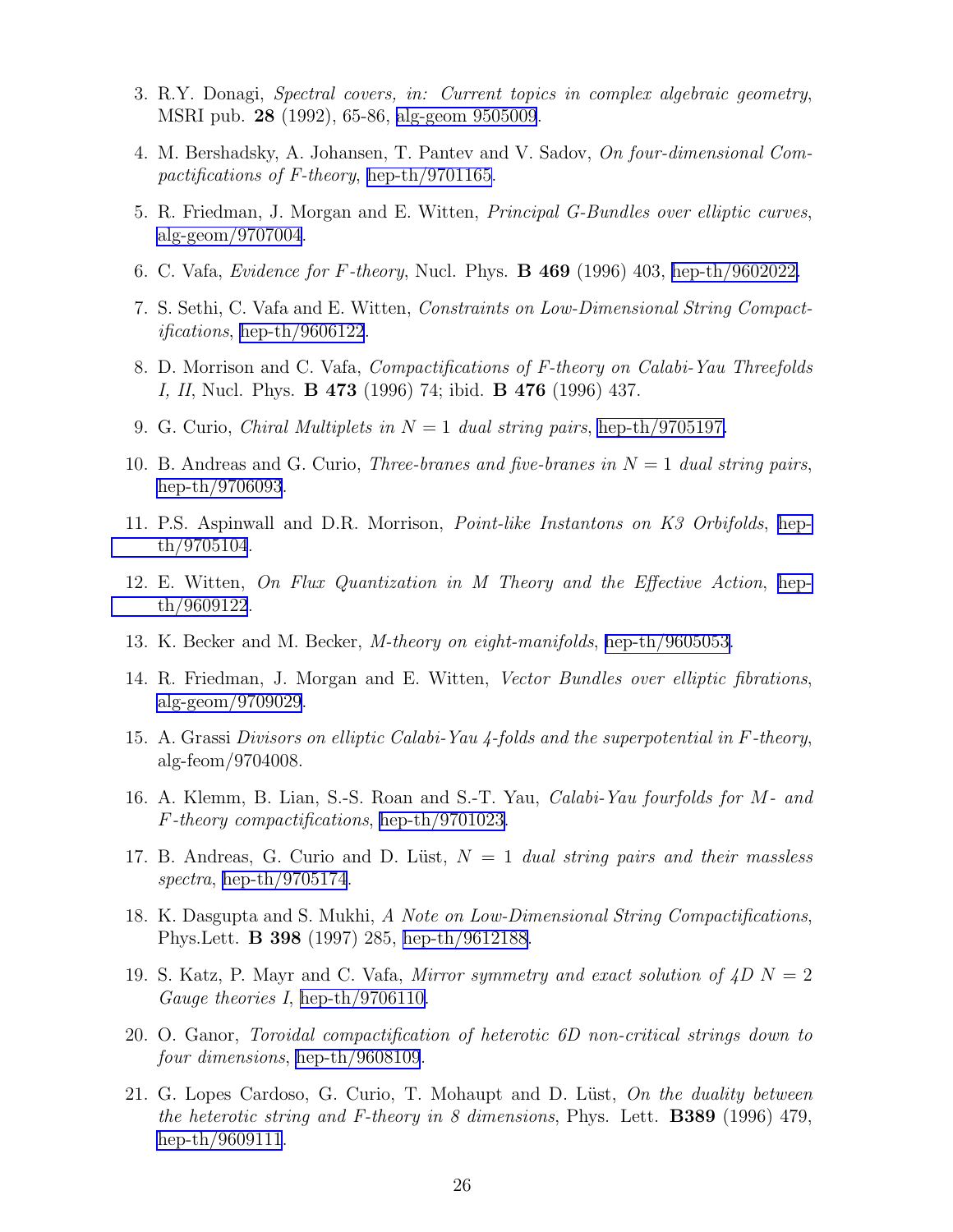3. R.Y. Donagi, *Spectral covers, in: Current topics in complex algebraic geometry*, MSRI pub. **28** (1992), 65-86, alg-geom 9505009.

4. M. Bershadsky, A. Johansen, T. Pantev and V. Sadov, *On four-dimensional Compactifications of F-theory*, hep-th/9701165.

5. R. Friedman, J. Morgan and E. Witten, *Principal G-Bundles over elliptic curves*, alg-geom/9707004.

6. C. Vafa, *Evidence for F-theory*, Nucl. Phys. **B 469** (1996) 403, hep-th/9602022.

7. S. Sethi, C. Vafa and E. Witten, *Constraints on Low-Dimensional String Compactifications*, hep-th/9606122.

8. D. Morrison and C. Vafa, *Compactifications of F-theory on Calabi-Yau Threefolds I, II*, Nucl. Phys. **B 473** (1996) 74; ibid. **B 476** (1996) 437.

9. G. Curio, *Chiral Multiplets in $N = 1$ dual string pairs*, hep-th/9705197.

10. B. Andreas and G. Curio, *Three-branes and five-branes in $N = 1$ dual string pairs*, hep-th/9706093.

11. P.S. Aspinwall and D.R. Morrison, *Point-like Instantons on K3 Orbifolds*, hep-th/9705104.

12. E. Witten, *On Flux Quantization in M Theory and the Effective Action*, hep-th/9609122.

13. K. Becker and M. Becker, *M-theory on eight-manifolds*, hep-th/9605053.

14. R. Friedman, J. Morgan and E. Witten, *Vector Bundles over elliptic fibrations*, alg-geom/9709029.

15. A. Grassi *Divisors on elliptic Calabi-Yau 4-folds and the superpotential in F-theory*, alg-feom/9704008.

16. A. Klemm, B. Lian, S.-S. Roan and S.-T. Yau, *Calabi-Yau fourfolds for M- and F-theory compactifications*, hep-th/9701023.

17. B. Andreas, G. Curio and D. Lüst, *$N = 1$ dual string pairs and their massless spectra*, hep-th/9705174.

18. K. Dasgupta and S. Mukhi, *A Note on Low-Dimensional String Compactifications*, Phys.Lett. **B 398** (1997) 285, hep-th/9612188.

19. S. Katz, P. Mayr and C. Vafa, *Mirror symmetry and exact solution of 4D $N = 2$ Gauge theories I*, hep-th/9706110.

20. O. Ganor, *Toroidal compactification of heterotic 6D non-critical strings down to four dimensions*, hep-th/9608109.

21. G. Lopes Cardoso, G. Curio, T. Mohaupt and D. Lüst, *On the duality between the heterotic string and F-theory in 8 dimensions*, Phys. Lett. **B389** (1996) 479, hep-th/9609111.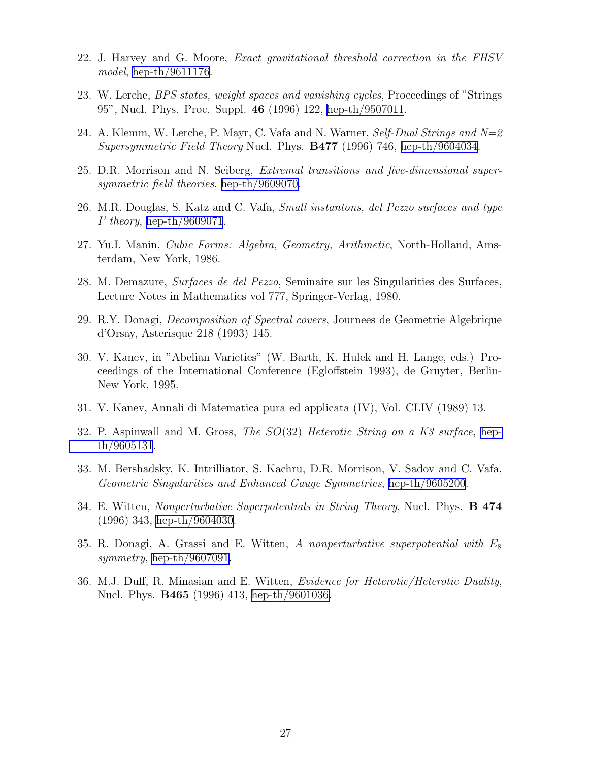22. J. Harvey and G. Moore, *Exact gravitational threshold correction in the FHSV model*, hep-th/9611176.

23. W. Lerche, *BPS states, weight spaces and vanishing cycles*, Proceedings of "Strings 95", Nucl. Phys. Proc. Suppl. **46** (1996) 122, hep-th/9507011.

24. A. Klemm, W. Lerche, P. Mayr, C. Vafa and N. Warner, *Self-Dual Strings and N=2 Supersymmetric Field Theory* Nucl. Phys. **B477** (1996) 746, hep-th/9604034.

25. D.R. Morrison and N. Seiberg, *Extremal transitions and five-dimensional supersymmetric field theories*, hep-th/9609070.

26. M.R. Douglas, S. Katz and C. Vafa, *Small instantons, del Pezzo surfaces and type I' theory*, hep-th/9609071.

27. Yu.I. Manin, *Cubic Forms: Algebra, Geometry, Arithmetic*, North-Holland, Amsterdam, New York, 1986.

28. M. Demazure, *Surfaces de del Pezzo*, Seminaire sur les Singularities des Surfaces, Lecture Notes in Mathematics vol 777, Springer-Verlag, 1980.

29. R.Y. Donagi, *Decomposition of Spectral covers*, Journees de Geometrie Algebrique d'Orsay, Asterisque 218 (1993) 145.

30. V. Kanev, in "Abelian Varieties" (W. Barth, K. Hulek and H. Lange, eds.) Proceedings of the International Conference (Egloffstein 1993), de Gruyter, Berlin-New York, 1995.

31. V. Kanev, Annali di Matematica pura ed applicata (IV), Vol. CLIV (1989) 13.

32. P. Aspinwall and M. Gross, *The $SO(32)$ Heterotic String on a K3 surface*, hep-th/9605131.

33. M. Bershadsky, K. Intrilliator, S. Kachru, D.R. Morrison, V. Sadov and C. Vafa, *Geometric Singularities and Enhanced Gauge Symmetries*, hep-th/9605200.

34. E. Witten, *Nonperturbative Superpotentials in String Theory*, Nucl. Phys. **B 474** (1996) 343, hep-th/9604030.

35. R. Donagi, A. Grassi and E. Witten, *A nonperturbative superpotential with $E_8$ symmetry*, hep-th/9607091.

36. M.J. Duff, R. Minasian and E. Witten, *Evidence for Heterotic/Heterotic Duality*, Nucl. Phys. **B465** (1996) 413, hep-th/9601036.